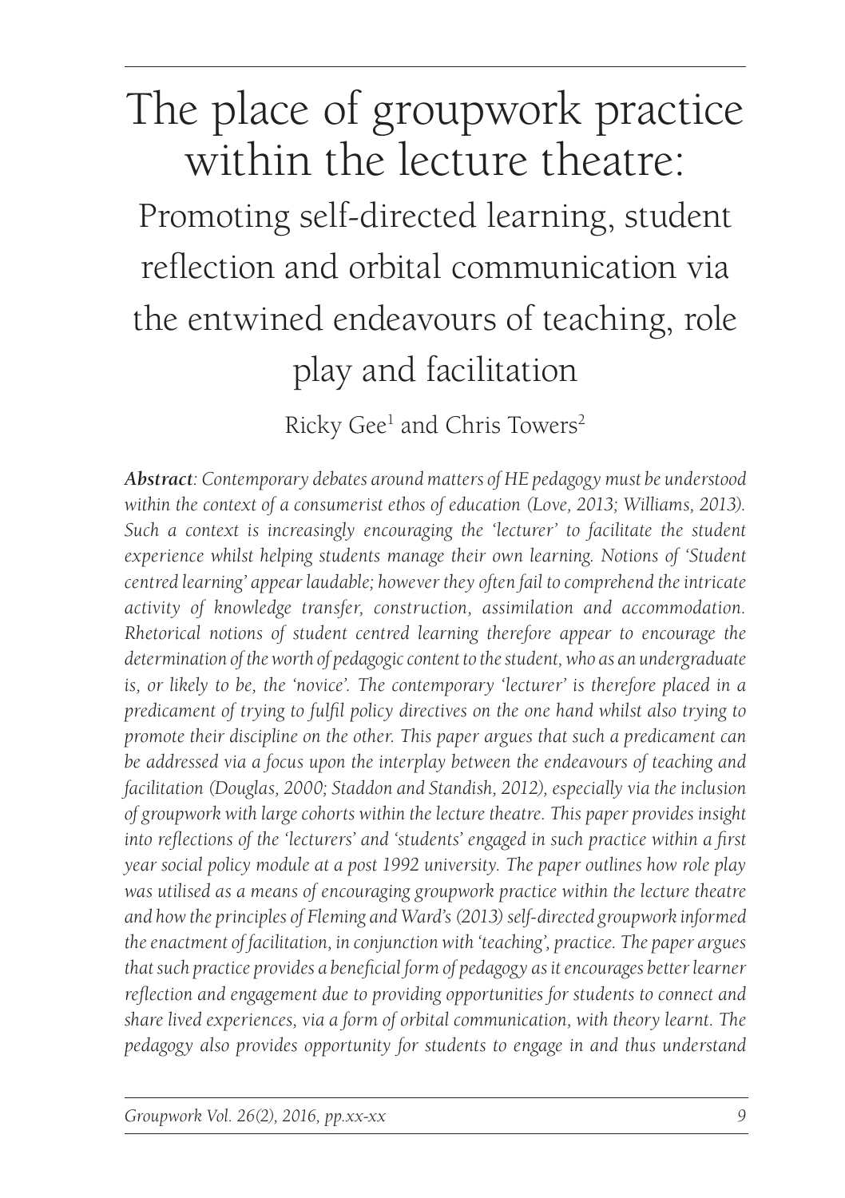# The place of groupwork practice within the lecture theatre:

## Promoting self-directed learning, student reflection and orbital communication via the entwined endeavours of teaching, role play and facilitation

Ricky Gee[1] and Chris Towers[2]

***Abstract**: Contemporary debates around matters of HE pedagogy must be understood within the context of a consumerist ethos of education (Love, 2013; Williams, 2013). Such a context is increasingly encouraging the 'lecturer' to facilitate the student experience whilst helping students manage their own learning. Notions of 'Student centred learning' appear laudable; however they often fail to comprehend the intricate activity of knowledge transfer, construction, assimilation and accommodation. Rhetorical notions of student centred learning therefore appear to encourage the determination of the worth of pedagogic content to the student, who as an undergraduate is, or likely to be, the 'novice'. The contemporary 'lecturer' is therefore placed in a predicament of trying to fulfil policy directives on the one hand whilst also trying to promote their discipline on the other. This paper argues that such a predicament can be addressed via a focus upon the interplay between the endeavours of teaching and facilitation (Douglas, 2000; Staddon and Standish, 2012), especially via the inclusion of groupwork with large cohorts within the lecture theatre. This paper provides insight into reflections of the 'lecturers' and 'students' engaged in such practice within a first year social policy module at a post 1992 university. The paper outlines how role play was utilised as a means of encouraging groupwork practice within the lecture theatre and how the principles of Fleming and Ward's (2013) self-directed groupwork informed the enactment of facilitation, in conjunction with 'teaching', practice. The paper argues that such practice provides a beneficial form of pedagogy as it encourages better learner reflection and engagement due to providing opportunities for students to connect and share lived experiences, via a form of orbital communication, with theory learnt. The pedagogy also provides opportunity for students to engage in and thus understand*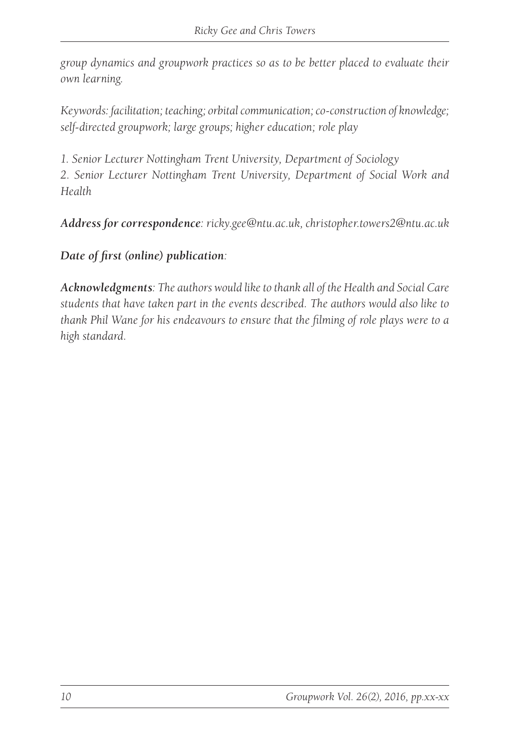*group dynamics and groupwork practices so as to be better placed to evaluate their own learning.*

*Keywords: facilitation; teaching; orbital communication; co-construction of knowledge; self-directed groupwork; large groups; higher education; role play*

*1. Senior Lecturer Nottingham Trent University, Department of Sociology*
*2. Senior Lecturer Nottingham Trent University, Department of Social Work and Health*

***Address for correspondence**: ricky.gee@ntu.ac.uk, christopher.towers2@ntu.ac.uk*

***Date of first (online) publication**:*

***Acknowledgments**: The authors would like to thank all of the Health and Social Care students that have taken part in the events described. The authors would also like to thank Phil Wane for his endeavours to ensure that the filming of role plays were to a high standard.*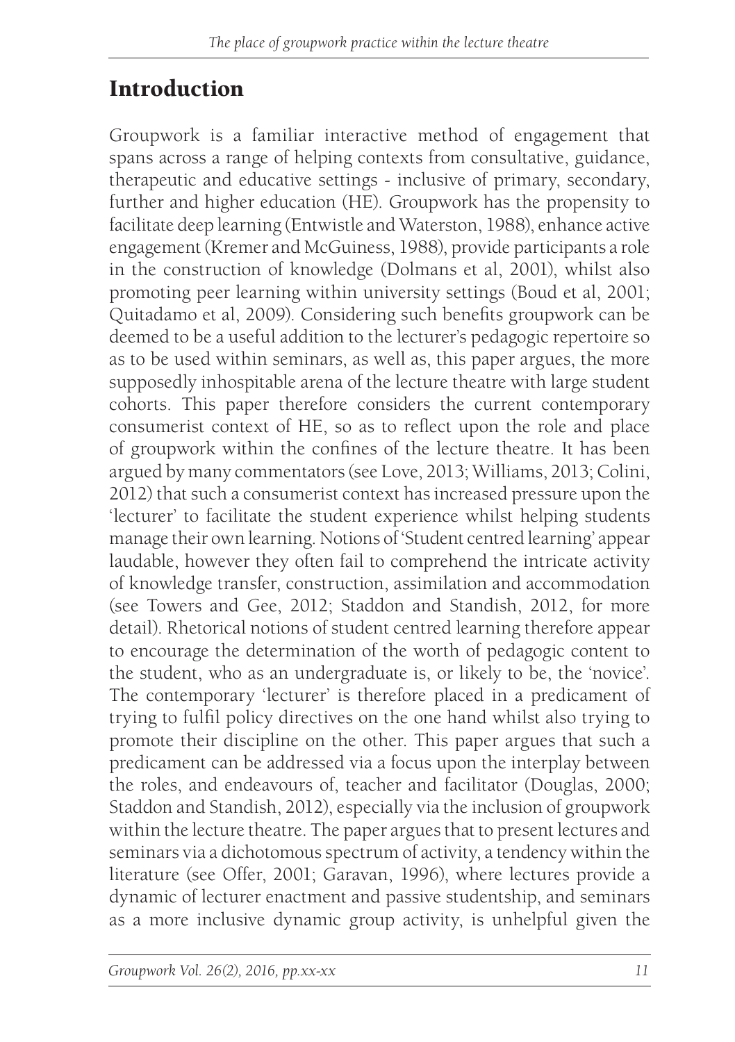## Introduction

Groupwork is a familiar interactive method of engagement that spans across a range of helping contexts from consultative, guidance, therapeutic and educative settings - inclusive of primary, secondary, further and higher education (HE). Groupwork has the propensity to facilitate deep learning (Entwistle and Waterston, 1988), enhance active engagement (Kremer and McGuiness, 1988), provide participants a role in the construction of knowledge (Dolmans et al, 2001), whilst also promoting peer learning within university settings (Boud et al, 2001; Quitadamo et al, 2009). Considering such benefits groupwork can be deemed to be a useful addition to the lecturer's pedagogic repertoire so as to be used within seminars, as well as, this paper argues, the more supposedly inhospitable arena of the lecture theatre with large student cohorts. This paper therefore considers the current contemporary consumerist context of HE, so as to reflect upon the role and place of groupwork within the confines of the lecture theatre. It has been argued by many commentators (see Love, 2013; Williams, 2013; Colini, 2012) that such a consumerist context has increased pressure upon the 'lecturer' to facilitate the student experience whilst helping students manage their own learning. Notions of 'Student centred learning' appear laudable, however they often fail to comprehend the intricate activity of knowledge transfer, construction, assimilation and accommodation (see Towers and Gee, 2012; Staddon and Standish, 2012, for more detail). Rhetorical notions of student centred learning therefore appear to encourage the determination of the worth of pedagogic content to the student, who as an undergraduate is, or likely to be, the 'novice'. The contemporary 'lecturer' is therefore placed in a predicament of trying to fulfil policy directives on the one hand whilst also trying to promote their discipline on the other. This paper argues that such a predicament can be addressed via a focus upon the interplay between the roles, and endeavours of, teacher and facilitator (Douglas, 2000; Staddon and Standish, 2012), especially via the inclusion of groupwork within the lecture theatre. The paper argues that to present lectures and seminars via a dichotomous spectrum of activity, a tendency within the literature (see Offer, 2001; Garavan, 1996), where lectures provide a dynamic of lecturer enactment and passive studentship, and seminars as a more inclusive dynamic group activity, is unhelpful given the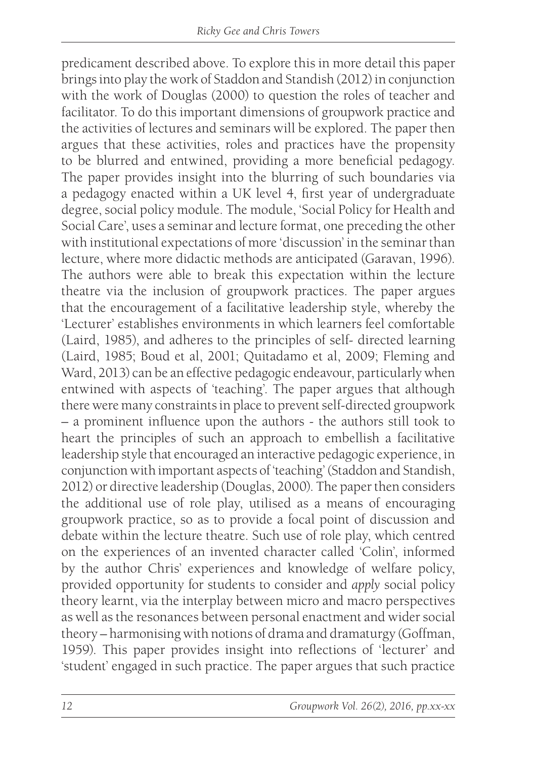predicament described above. To explore this in more detail this paper brings into play the work of Staddon and Standish (2012) in conjunction with the work of Douglas (2000) to question the roles of teacher and facilitator. To do this important dimensions of groupwork practice and the activities of lectures and seminars will be explored. The paper then argues that these activities, roles and practices have the propensity to be blurred and entwined, providing a more beneficial pedagogy. The paper provides insight into the blurring of such boundaries via a pedagogy enacted within a UK level 4, first year of undergraduate degree, social policy module. The module, 'Social Policy for Health and Social Care', uses a seminar and lecture format, one preceding the other with institutional expectations of more 'discussion' in the seminar than lecture, where more didactic methods are anticipated (Garavan, 1996). The authors were able to break this expectation within the lecture theatre via the inclusion of groupwork practices. The paper argues that the encouragement of a facilitative leadership style, whereby the 'Lecturer' establishes environments in which learners feel comfortable (Laird, 1985), and adheres to the principles of self- directed learning (Laird, 1985; Boud et al, 2001; Quitadamo et al, 2009; Fleming and Ward, 2013) can be an effective pedagogic endeavour, particularly when entwined with aspects of 'teaching'. The paper argues that although there were many constraints in place to prevent self-directed groupwork – a prominent influence upon the authors - the authors still took to heart the principles of such an approach to embellish a facilitative leadership style that encouraged an interactive pedagogic experience, in conjunction with important aspects of 'teaching' (Staddon and Standish, 2012) or directive leadership (Douglas, 2000). The paper then considers the additional use of role play, utilised as a means of encouraging groupwork practice, so as to provide a focal point of discussion and debate within the lecture theatre. Such use of role play, which centred on the experiences of an invented character called 'Colin', informed by the author Chris' experiences and knowledge of welfare policy, provided opportunity for students to consider and *apply* social policy theory learnt, via the interplay between micro and macro perspectives as well as the resonances between personal enactment and wider social theory – harmonising with notions of drama and dramaturgy (Goffman, 1959). This paper provides insight into reflections of 'lecturer' and 'student' engaged in such practice. The paper argues that such practice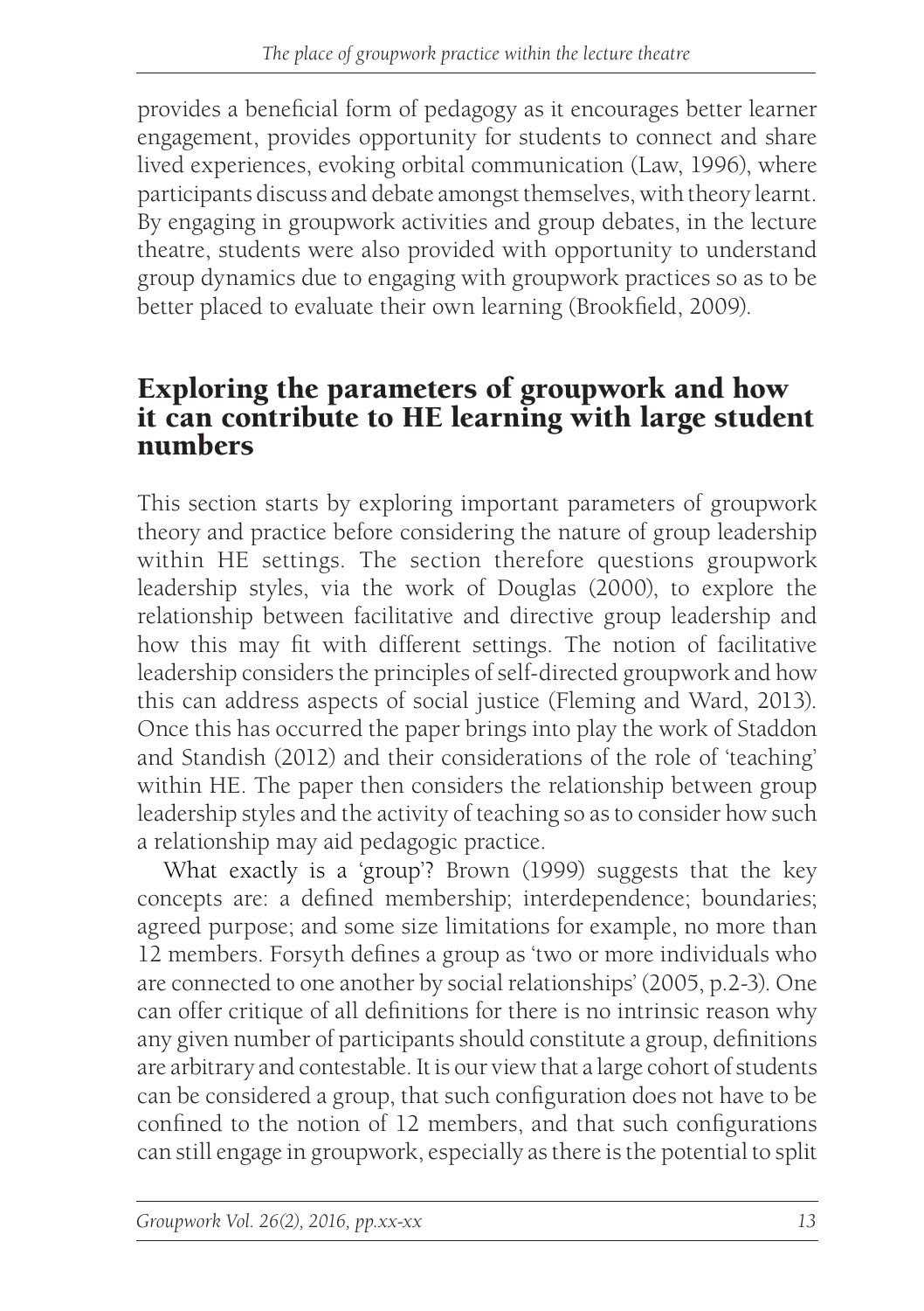provides a beneficial form of pedagogy as it encourages better learner engagement, provides opportunity for students to connect and share lived experiences, evoking orbital communication (Law, 1996), where participants discuss and debate amongst themselves, with theory learnt. By engaging in groupwork activities and group debates, in the lecture theatre, students were also provided with opportunity to understand group dynamics due to engaging with groupwork practices so as to be better placed to evaluate their own learning (Brookfield, 2009).

## Exploring the parameters of groupwork and how it can contribute to HE learning with large student numbers

This section starts by exploring important parameters of groupwork theory and practice before considering the nature of group leadership within HE settings. The section therefore questions groupwork leadership styles, via the work of Douglas (2000), to explore the relationship between facilitative and directive group leadership and how this may fit with different settings. The notion of facilitative leadership considers the principles of self-directed groupwork and how this can address aspects of social justice (Fleming and Ward, 2013). Once this has occurred the paper brings into play the work of Staddon and Standish (2012) and their considerations of the role of 'teaching' within HE. The paper then considers the relationship between group leadership styles and the activity of teaching so as to consider how such a relationship may aid pedagogic practice.

What exactly is a 'group'? Brown (1999) suggests that the key concepts are: a defined membership; interdependence; boundaries; agreed purpose; and some size limitations for example, no more than 12 members. Forsyth defines a group as 'two or more individuals who are connected to one another by social relationships' (2005, p.2-3). One can offer critique of all definitions for there is no intrinsic reason why any given number of participants should constitute a group, definitions are arbitrary and contestable. It is our view that a large cohort of students can be considered a group, that such configuration does not have to be confined to the notion of 12 members, and that such configurations can still engage in groupwork, especially as there is the potential to split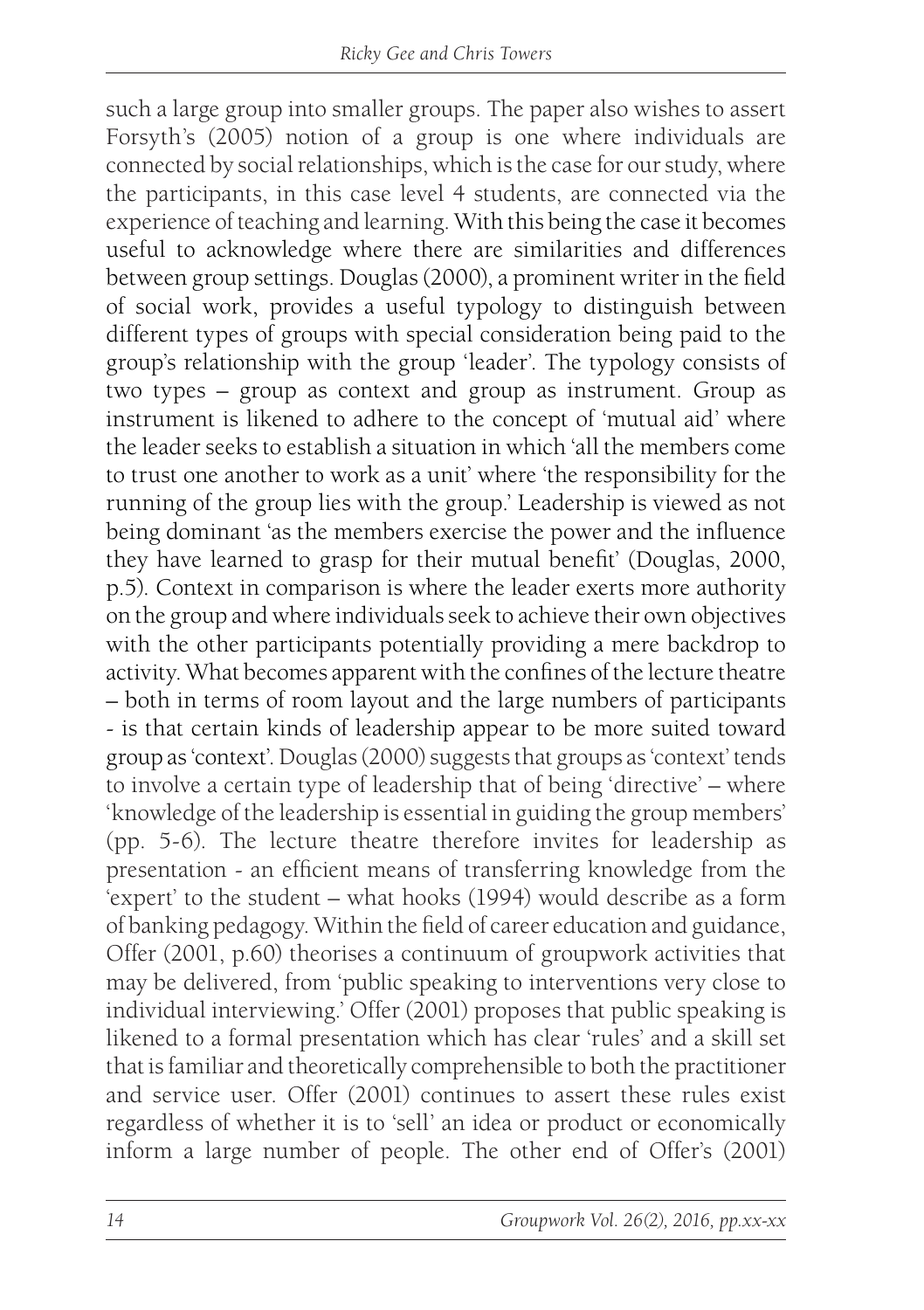such a large group into smaller groups. The paper also wishes to assert Forsyth's (2005) notion of a group is one where individuals are connected by social relationships, which is the case for our study, where the participants, in this case level 4 students, are connected via the experience of teaching and learning. With this being the case it becomes useful to acknowledge where there are similarities and differences between group settings. Douglas (2000), a prominent writer in the field of social work, provides a useful typology to distinguish between different types of groups with special consideration being paid to the group's relationship with the group 'leader'. The typology consists of two types – group as context and group as instrument. Group as instrument is likened to adhere to the concept of 'mutual aid' where the leader seeks to establish a situation in which 'all the members come to trust one another to work as a unit' where 'the responsibility for the running of the group lies with the group.' Leadership is viewed as not being dominant 'as the members exercise the power and the influence they have learned to grasp for their mutual benefit' (Douglas, 2000, p.5). Context in comparison is where the leader exerts more authority on the group and where individuals seek to achieve their own objectives with the other participants potentially providing a mere backdrop to activity. What becomes apparent with the confines of the lecture theatre – both in terms of room layout and the large numbers of participants - is that certain kinds of leadership appear to be more suited toward group as 'context'. Douglas (2000) suggests that groups as 'context' tends to involve a certain type of leadership that of being 'directive' – where 'knowledge of the leadership is essential in guiding the group members' (pp. 5-6). The lecture theatre therefore invites for leadership as presentation - an efficient means of transferring knowledge from the 'expert' to the student – what hooks (1994) would describe as a form of banking pedagogy. Within the field of career education and guidance, Offer (2001, p.60) theorises a continuum of groupwork activities that may be delivered, from 'public speaking to interventions very close to individual interviewing.' Offer (2001) proposes that public speaking is likened to a formal presentation which has clear 'rules' and a skill set that is familiar and theoretically comprehensible to both the practitioner and service user. Offer (2001) continues to assert these rules exist regardless of whether it is to 'sell' an idea or product or economically inform a large number of people. The other end of Offer's (2001)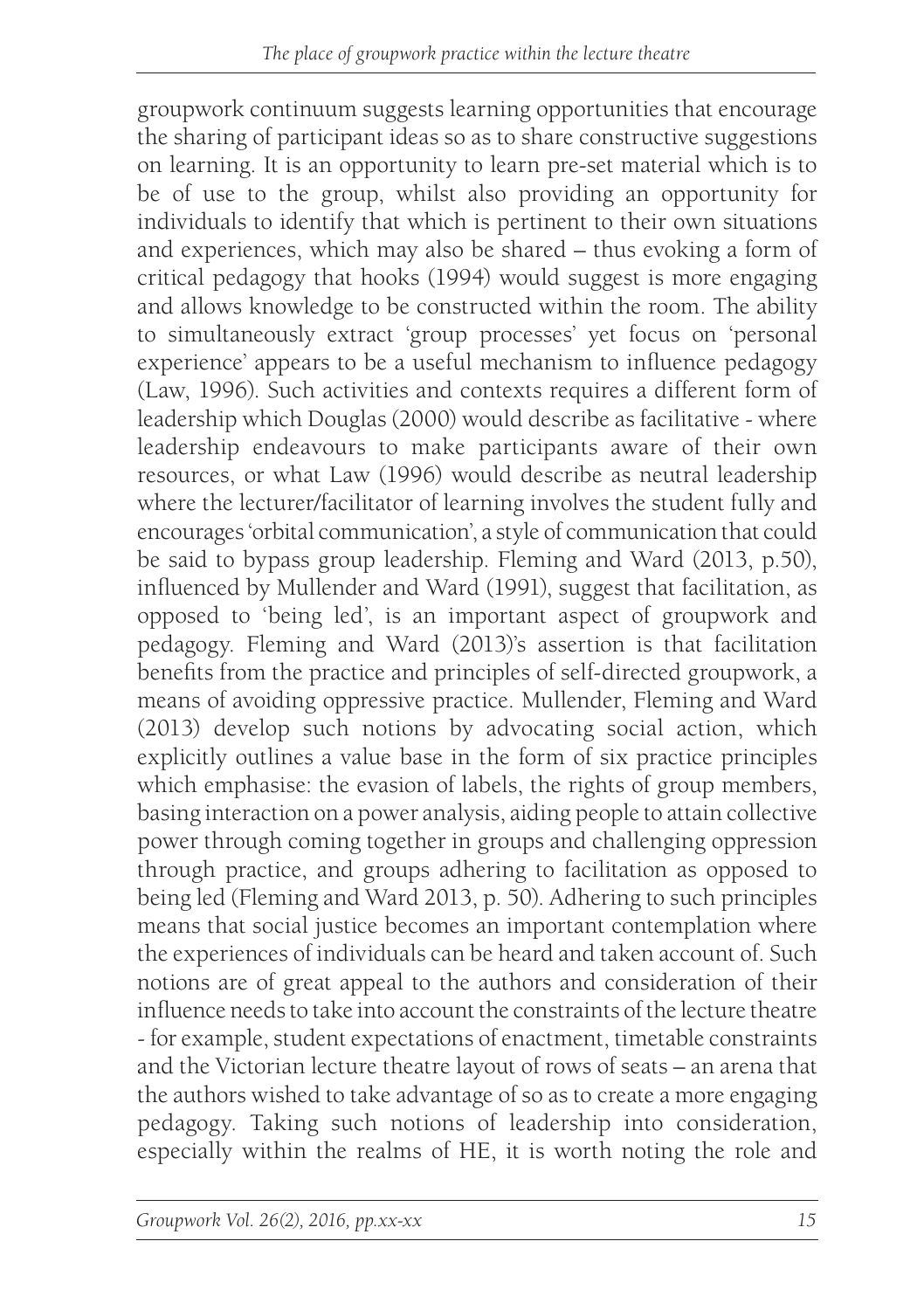groupwork continuum suggests learning opportunities that encourage the sharing of participant ideas so as to share constructive suggestions on learning. It is an opportunity to learn pre-set material which is to be of use to the group, whilst also providing an opportunity for individuals to identify that which is pertinent to their own situations and experiences, which may also be shared – thus evoking a form of critical pedagogy that hooks (1994) would suggest is more engaging and allows knowledge to be constructed within the room. The ability to simultaneously extract 'group processes' yet focus on 'personal experience' appears to be a useful mechanism to influence pedagogy (Law, 1996). Such activities and contexts requires a different form of leadership which Douglas (2000) would describe as facilitative - where leadership endeavours to make participants aware of their own resources, or what Law (1996) would describe as neutral leadership where the lecturer/facilitator of learning involves the student fully and encourages 'orbital communication', a style of communication that could be said to bypass group leadership. Fleming and Ward (2013, p.50), influenced by Mullender and Ward (1991), suggest that facilitation, as opposed to 'being led', is an important aspect of groupwork and pedagogy. Fleming and Ward (2013)'s assertion is that facilitation benefits from the practice and principles of self-directed groupwork, a means of avoiding oppressive practice. Mullender, Fleming and Ward (2013) develop such notions by advocating social action, which explicitly outlines a value base in the form of six practice principles which emphasise: the evasion of labels, the rights of group members, basing interaction on a power analysis, aiding people to attain collective power through coming together in groups and challenging oppression through practice, and groups adhering to facilitation as opposed to being led (Fleming and Ward 2013, p. 50). Adhering to such principles means that social justice becomes an important contemplation where the experiences of individuals can be heard and taken account of. Such notions are of great appeal to the authors and consideration of their influence needs to take into account the constraints of the lecture theatre - for example, student expectations of enactment, timetable constraints and the Victorian lecture theatre layout of rows of seats – an arena that the authors wished to take advantage of so as to create a more engaging pedagogy. Taking such notions of leadership into consideration, especially within the realms of HE, it is worth noting the role and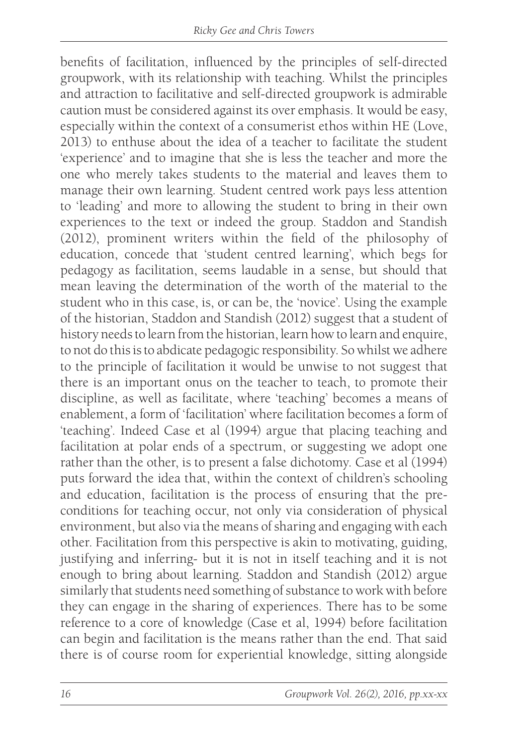benefits of facilitation, influenced by the principles of self-directed groupwork, with its relationship with teaching. Whilst the principles and attraction to facilitative and self-directed groupwork is admirable caution must be considered against its over emphasis. It would be easy, especially within the context of a consumerist ethos within HE (Love, 2013) to enthuse about the idea of a teacher to facilitate the student 'experience' and to imagine that she is less the teacher and more the one who merely takes students to the material and leaves them to manage their own learning. Student centred work pays less attention to 'leading' and more to allowing the student to bring in their own experiences to the text or indeed the group. Staddon and Standish (2012), prominent writers within the field of the philosophy of education, concede that 'student centred learning', which begs for pedagogy as facilitation, seems laudable in a sense, but should that mean leaving the determination of the worth of the material to the student who in this case, is, or can be, the 'novice'. Using the example of the historian, Staddon and Standish (2012) suggest that a student of history needs to learn from the historian, learn how to learn and enquire, to not do this is to abdicate pedagogic responsibility. So whilst we adhere to the principle of facilitation it would be unwise to not suggest that there is an important onus on the teacher to teach, to promote their discipline, as well as facilitate, where 'teaching' becomes a means of enablement, a form of 'facilitation' where facilitation becomes a form of 'teaching'. Indeed Case et al (1994) argue that placing teaching and facilitation at polar ends of a spectrum, or suggesting we adopt one rather than the other, is to present a false dichotomy. Case et al (1994) puts forward the idea that, within the context of children's schooling and education, facilitation is the process of ensuring that the pre-conditions for teaching occur, not only via consideration of physical environment, but also via the means of sharing and engaging with each other. Facilitation from this perspective is akin to motivating, guiding, justifying and inferring- but it is not in itself teaching and it is not enough to bring about learning. Staddon and Standish (2012) argue similarly that students need something of substance to work with before they can engage in the sharing of experiences. There has to be some reference to a core of knowledge (Case et al, 1994) before facilitation can begin and facilitation is the means rather than the end. That said there is of course room for experiential knowledge, sitting alongside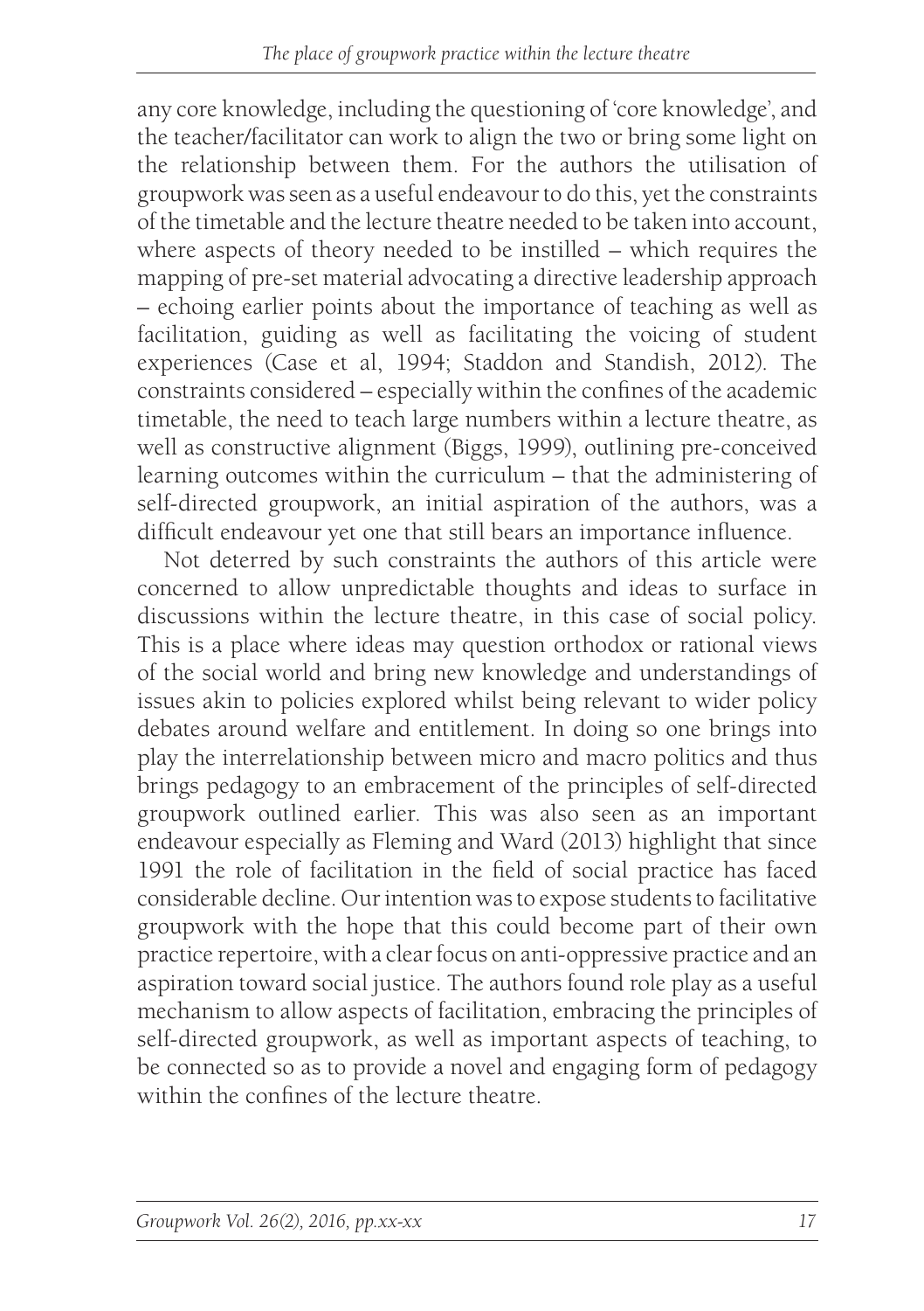any core knowledge, including the questioning of 'core knowledge', and the teacher/facilitator can work to align the two or bring some light on the relationship between them. For the authors the utilisation of groupwork was seen as a useful endeavour to do this, yet the constraints of the timetable and the lecture theatre needed to be taken into account, where aspects of theory needed to be instilled – which requires the mapping of pre-set material advocating a directive leadership approach – echoing earlier points about the importance of teaching as well as facilitation, guiding as well as facilitating the voicing of student experiences (Case et al, 1994; Staddon and Standish, 2012). The constraints considered – especially within the confines of the academic timetable, the need to teach large numbers within a lecture theatre, as well as constructive alignment (Biggs, 1999), outlining pre-conceived learning outcomes within the curriculum – that the administering of self-directed groupwork, an initial aspiration of the authors, was a difficult endeavour yet one that still bears an importance influence.

Not deterred by such constraints the authors of this article were concerned to allow unpredictable thoughts and ideas to surface in discussions within the lecture theatre, in this case of social policy. This is a place where ideas may question orthodox or rational views of the social world and bring new knowledge and understandings of issues akin to policies explored whilst being relevant to wider policy debates around welfare and entitlement. In doing so one brings into play the interrelationship between micro and macro politics and thus brings pedagogy to an embracement of the principles of self-directed groupwork outlined earlier. This was also seen as an important endeavour especially as Fleming and Ward (2013) highlight that since 1991 the role of facilitation in the field of social practice has faced considerable decline. Our intention was to expose students to facilitative groupwork with the hope that this could become part of their own practice repertoire, with a clear focus on anti-oppressive practice and an aspiration toward social justice. The authors found role play as a useful mechanism to allow aspects of facilitation, embracing the principles of self-directed groupwork, as well as important aspects of teaching, to be connected so as to provide a novel and engaging form of pedagogy within the confines of the lecture theatre.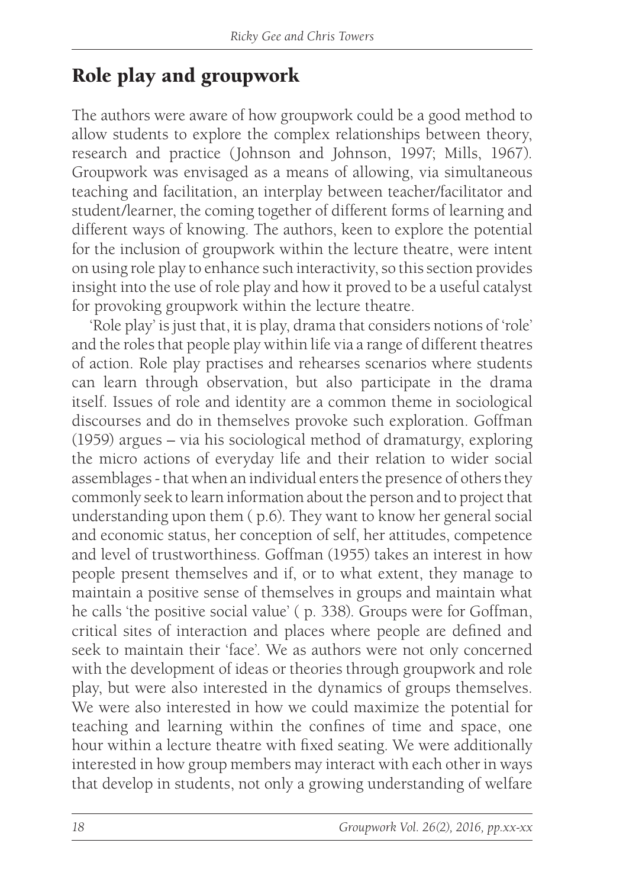## Role play and groupwork

The authors were aware of how groupwork could be a good method to allow students to explore the complex relationships between theory, research and practice (Johnson and Johnson, 1997; Mills, 1967). Groupwork was envisaged as a means of allowing, via simultaneous teaching and facilitation, an interplay between teacher/facilitator and student/learner, the coming together of different forms of learning and different ways of knowing. The authors, keen to explore the potential for the inclusion of groupwork within the lecture theatre, were intent on using role play to enhance such interactivity, so this section provides insight into the use of role play and how it proved to be a useful catalyst for provoking groupwork within the lecture theatre.

'Role play' is just that, it is play, drama that considers notions of 'role' and the roles that people play within life via a range of different theatres of action. Role play practises and rehearses scenarios where students can learn through observation, but also participate in the drama itself. Issues of role and identity are a common theme in sociological discourses and do in themselves provoke such exploration. Goffman (1959) argues – via his sociological method of dramaturgy, exploring the micro actions of everyday life and their relation to wider social assemblages - that when an individual enters the presence of others they commonly seek to learn information about the person and to project that understanding upon them ( p.6). They want to know her general social and economic status, her conception of self, her attitudes, competence and level of trustworthiness. Goffman (1955) takes an interest in how people present themselves and if, or to what extent, they manage to maintain a positive sense of themselves in groups and maintain what he calls 'the positive social value' ( p. 338). Groups were for Goffman, critical sites of interaction and places where people are defined and seek to maintain their 'face'. We as authors were not only concerned with the development of ideas or theories through groupwork and role play, but were also interested in the dynamics of groups themselves. We were also interested in how we could maximize the potential for teaching and learning within the confines of time and space, one hour within a lecture theatre with fixed seating. We were additionally interested in how group members may interact with each other in ways that develop in students, not only a growing understanding of welfare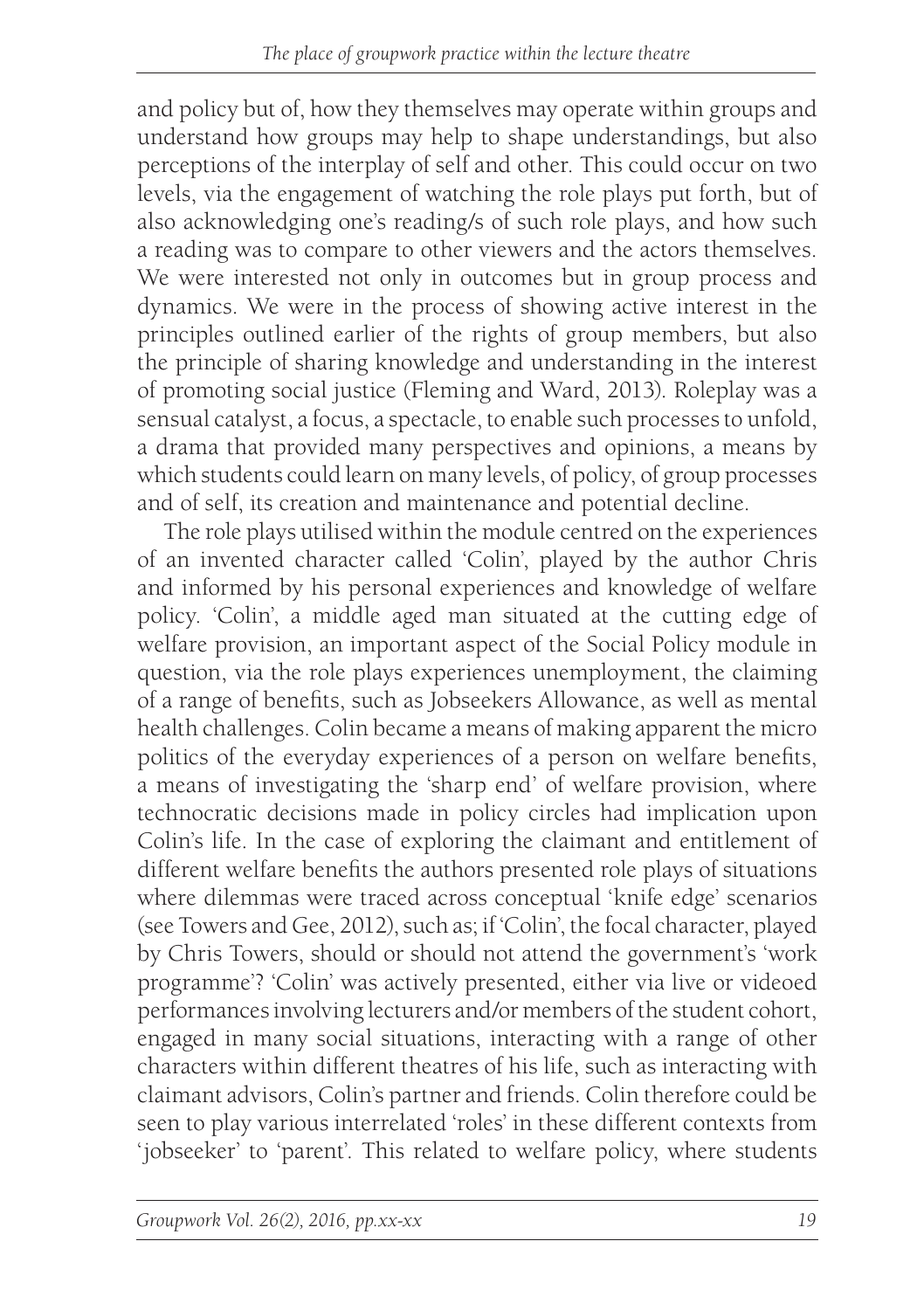and policy but of, how they themselves may operate within groups and understand how groups may help to shape understandings, but also perceptions of the interplay of self and other. This could occur on two levels, via the engagement of watching the role plays put forth, but of also acknowledging one's reading/s of such role plays, and how such a reading was to compare to other viewers and the actors themselves. We were interested not only in outcomes but in group process and dynamics. We were in the process of showing active interest in the principles outlined earlier of the rights of group members, but also the principle of sharing knowledge and understanding in the interest of promoting social justice (Fleming and Ward, 2013). Roleplay was a sensual catalyst, a focus, a spectacle, to enable such processes to unfold, a drama that provided many perspectives and opinions, a means by which students could learn on many levels, of policy, of group processes and of self, its creation and maintenance and potential decline.

The role plays utilised within the module centred on the experiences of an invented character called 'Colin', played by the author Chris and informed by his personal experiences and knowledge of welfare policy. 'Colin', a middle aged man situated at the cutting edge of welfare provision, an important aspect of the Social Policy module in question, via the role plays experiences unemployment, the claiming of a range of benefits, such as Jobseekers Allowance, as well as mental health challenges. Colin became a means of making apparent the micro politics of the everyday experiences of a person on welfare benefits, a means of investigating the 'sharp end' of welfare provision, where technocratic decisions made in policy circles had implication upon Colin's life. In the case of exploring the claimant and entitlement of different welfare benefits the authors presented role plays of situations where dilemmas were traced across conceptual 'knife edge' scenarios (see Towers and Gee, 2012), such as; if 'Colin', the focal character, played by Chris Towers, should or should not attend the government's 'work programme'? 'Colin' was actively presented, either via live or videoed performances involving lecturers and/or members of the student cohort, engaged in many social situations, interacting with a range of other characters within different theatres of his life, such as interacting with claimant advisors, Colin's partner and friends. Colin therefore could be seen to play various interrelated 'roles' in these different contexts from 'jobseeker' to 'parent'. This related to welfare policy, where students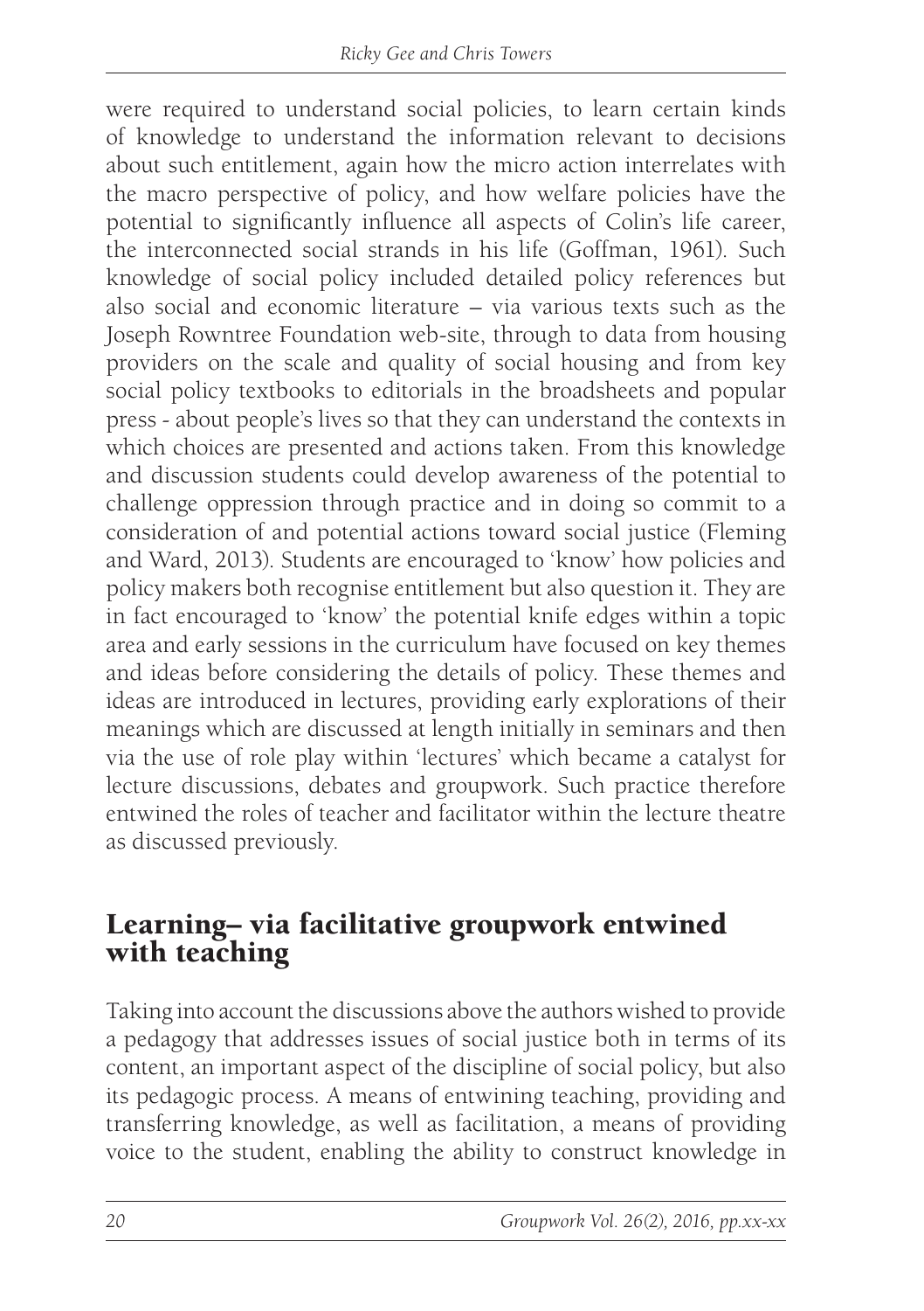were required to understand social policies, to learn certain kinds of knowledge to understand the information relevant to decisions about such entitlement, again how the micro action interrelates with the macro perspective of policy, and how welfare policies have the potential to significantly influence all aspects of Colin's life career, the interconnected social strands in his life (Goffman, 1961). Such knowledge of social policy included detailed policy references but also social and economic literature – via various texts such as the Joseph Rowntree Foundation web-site, through to data from housing providers on the scale and quality of social housing and from key social policy textbooks to editorials in the broadsheets and popular press - about people's lives so that they can understand the contexts in which choices are presented and actions taken. From this knowledge and discussion students could develop awareness of the potential to challenge oppression through practice and in doing so commit to a consideration of and potential actions toward social justice (Fleming and Ward, 2013). Students are encouraged to 'know' how policies and policy makers both recognise entitlement but also question it. They are in fact encouraged to 'know' the potential knife edges within a topic area and early sessions in the curriculum have focused on key themes and ideas before considering the details of policy. These themes and ideas are introduced in lectures, providing early explorations of their meanings which are discussed at length initially in seminars and then via the use of role play within 'lectures' which became a catalyst for lecture discussions, debates and groupwork. Such practice therefore entwined the roles of teacher and facilitator within the lecture theatre as discussed previously.

## Learning– via facilitative groupwork entwined with teaching

Taking into account the discussions above the authors wished to provide a pedagogy that addresses issues of social justice both in terms of its content, an important aspect of the discipline of social policy, but also its pedagogic process. A means of entwining teaching, providing and transferring knowledge, as well as facilitation, a means of providing voice to the student, enabling the ability to construct knowledge in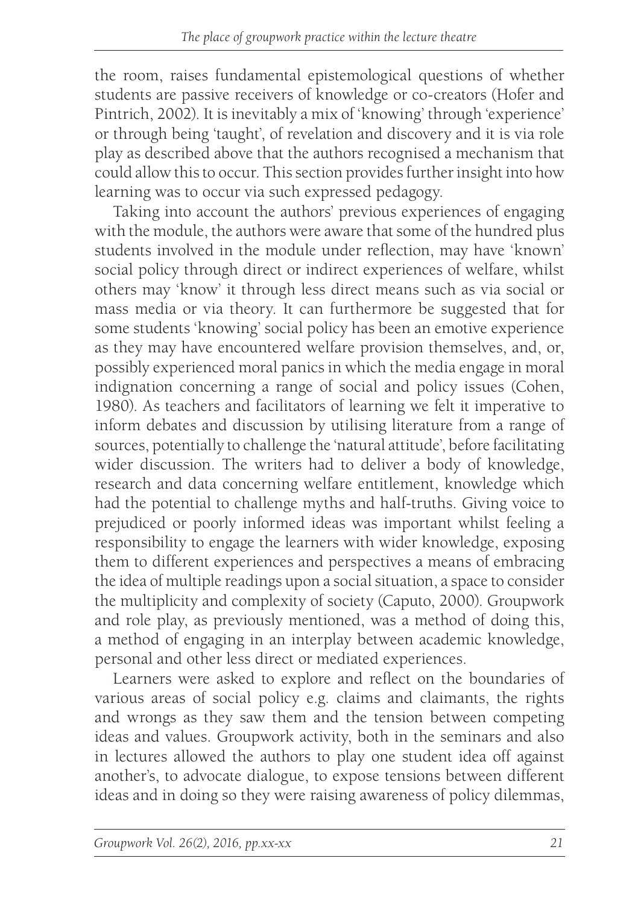the room, raises fundamental epistemological questions of whether students are passive receivers of knowledge or co-creators (Hofer and Pintrich, 2002). It is inevitably a mix of 'knowing' through 'experience' or through being 'taught', of revelation and discovery and it is via role play as described above that the authors recognised a mechanism that could allow this to occur. This section provides further insight into how learning was to occur via such expressed pedagogy.

Taking into account the authors' previous experiences of engaging with the module, the authors were aware that some of the hundred plus students involved in the module under reflection, may have 'known' social policy through direct or indirect experiences of welfare, whilst others may 'know' it through less direct means such as via social or mass media or via theory. It can furthermore be suggested that for some students 'knowing' social policy has been an emotive experience as they may have encountered welfare provision themselves, and, or, possibly experienced moral panics in which the media engage in moral indignation concerning a range of social and policy issues (Cohen, 1980). As teachers and facilitators of learning we felt it imperative to inform debates and discussion by utilising literature from a range of sources, potentially to challenge the 'natural attitude', before facilitating wider discussion. The writers had to deliver a body of knowledge, research and data concerning welfare entitlement, knowledge which had the potential to challenge myths and half-truths. Giving voice to prejudiced or poorly informed ideas was important whilst feeling a responsibility to engage the learners with wider knowledge, exposing them to different experiences and perspectives a means of embracing the idea of multiple readings upon a social situation, a space to consider the multiplicity and complexity of society (Caputo, 2000). Groupwork and role play, as previously mentioned, was a method of doing this, a method of engaging in an interplay between academic knowledge, personal and other less direct or mediated experiences.

Learners were asked to explore and reflect on the boundaries of various areas of social policy e.g. claims and claimants, the rights and wrongs as they saw them and the tension between competing ideas and values. Groupwork activity, both in the seminars and also in lectures allowed the authors to play one student idea off against another's, to advocate dialogue, to expose tensions between different ideas and in doing so they were raising awareness of policy dilemmas,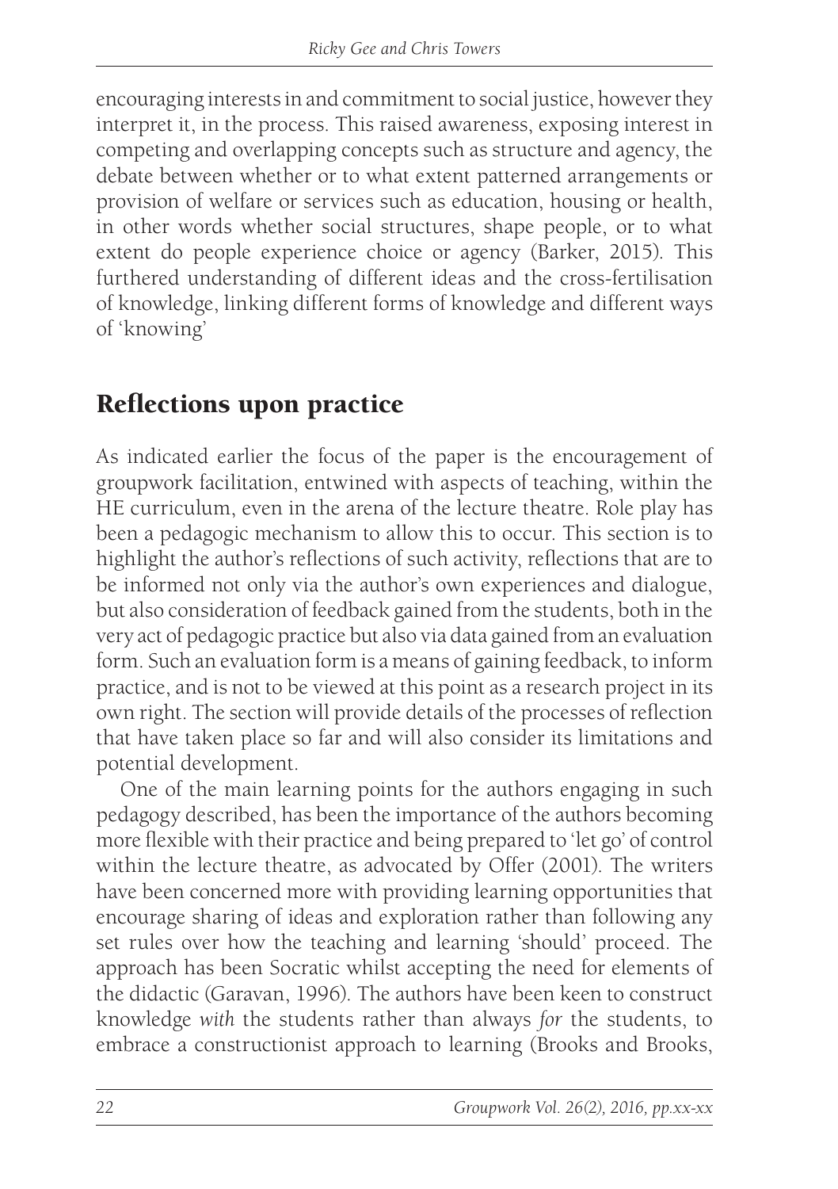encouraging interests in and commitment to social justice, however they interpret it, in the process. This raised awareness, exposing interest in competing and overlapping concepts such as structure and agency, the debate between whether or to what extent patterned arrangements or provision of welfare or services such as education, housing or health, in other words whether social structures, shape people, or to what extent do people experience choice or agency (Barker, 2015). This furthered understanding of different ideas and the cross-fertilisation of knowledge, linking different forms of knowledge and different ways of 'knowing'

## Reflections upon practice

As indicated earlier the focus of the paper is the encouragement of groupwork facilitation, entwined with aspects of teaching, within the HE curriculum, even in the arena of the lecture theatre. Role play has been a pedagogic mechanism to allow this to occur. This section is to highlight the author's reflections of such activity, reflections that are to be informed not only via the author's own experiences and dialogue, but also consideration of feedback gained from the students, both in the very act of pedagogic practice but also via data gained from an evaluation form. Such an evaluation form is a means of gaining feedback, to inform practice, and is not to be viewed at this point as a research project in its own right. The section will provide details of the processes of reflection that have taken place so far and will also consider its limitations and potential development.

One of the main learning points for the authors engaging in such pedagogy described, has been the importance of the authors becoming more flexible with their practice and being prepared to 'let go' of control within the lecture theatre, as advocated by Offer (2001). The writers have been concerned more with providing learning opportunities that encourage sharing of ideas and exploration rather than following any set rules over how the teaching and learning 'should' proceed. The approach has been Socratic whilst accepting the need for elements of the didactic (Garavan, 1996). The authors have been keen to construct knowledge *with* the students rather than always *for* the students, to embrace a constructionist approach to learning (Brooks and Brooks,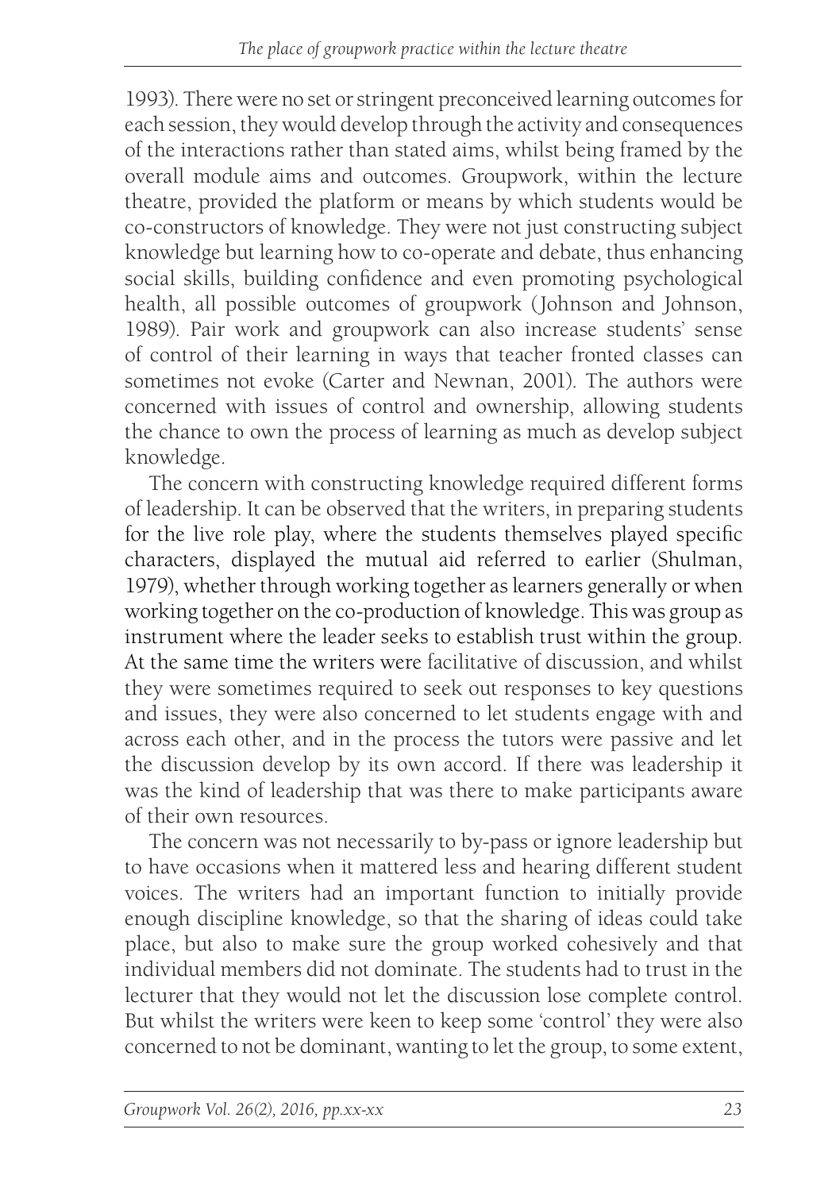1993). There were no set or stringent preconceived learning outcomes for each session, they would develop through the activity and consequences of the interactions rather than stated aims, whilst being framed by the overall module aims and outcomes. Groupwork, within the lecture theatre, provided the platform or means by which students would be co-constructors of knowledge. They were not just constructing subject knowledge but learning how to co-operate and debate, thus enhancing social skills, building confidence and even promoting psychological health, all possible outcomes of groupwork (Johnson and Johnson, 1989). Pair work and groupwork can also increase students' sense of control of their learning in ways that teacher fronted classes can sometimes not evoke (Carter and Newnan, 2001). The authors were concerned with issues of control and ownership, allowing students the chance to own the process of learning as much as develop subject knowledge.

The concern with constructing knowledge required different forms of leadership. It can be observed that the writers, in preparing students for the live role play, where the students themselves played specific characters, displayed the mutual aid referred to earlier (Shulman, 1979), whether through working together as learners generally or when working together on the co-production of knowledge. This was group as instrument where the leader seeks to establish trust within the group. At the same time the writers were facilitative of discussion, and whilst they were sometimes required to seek out responses to key questions and issues, they were also concerned to let students engage with and across each other, and in the process the tutors were passive and let the discussion develop by its own accord. If there was leadership it was the kind of leadership that was there to make participants aware of their own resources.

The concern was not necessarily to by-pass or ignore leadership but to have occasions when it mattered less and hearing different student voices. The writers had an important function to initially provide enough discipline knowledge, so that the sharing of ideas could take place, but also to make sure the group worked cohesively and that individual members did not dominate. The students had to trust in the lecturer that they would not let the discussion lose complete control. But whilst the writers were keen to keep some 'control' they were also concerned to not be dominant, wanting to let the group, to some extent,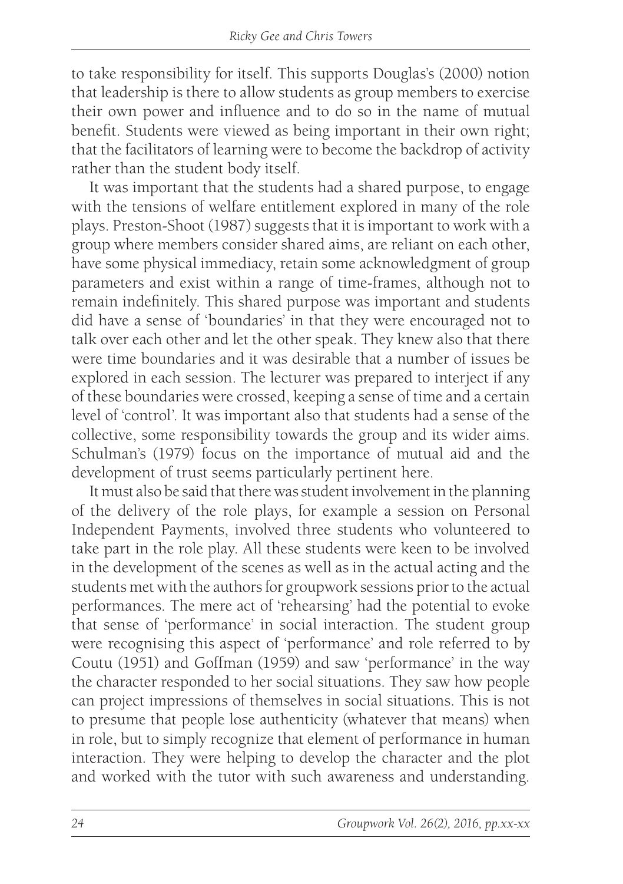to take responsibility for itself. This supports Douglas's (2000) notion that leadership is there to allow students as group members to exercise their own power and influence and to do so in the name of mutual benefit. Students were viewed as being important in their own right; that the facilitators of learning were to become the backdrop of activity rather than the student body itself.

It was important that the students had a shared purpose, to engage with the tensions of welfare entitlement explored in many of the role plays. Preston-Shoot (1987) suggests that it is important to work with a group where members consider shared aims, are reliant on each other, have some physical immediacy, retain some acknowledgment of group parameters and exist within a range of time-frames, although not to remain indefinitely. This shared purpose was important and students did have a sense of 'boundaries' in that they were encouraged not to talk over each other and let the other speak. They knew also that there were time boundaries and it was desirable that a number of issues be explored in each session. The lecturer was prepared to interject if any of these boundaries were crossed, keeping a sense of time and a certain level of 'control'. It was important also that students had a sense of the collective, some responsibility towards the group and its wider aims. Schulman's (1979) focus on the importance of mutual aid and the development of trust seems particularly pertinent here.

It must also be said that there was student involvement in the planning of the delivery of the role plays, for example a session on Personal Independent Payments, involved three students who volunteered to take part in the role play. All these students were keen to be involved in the development of the scenes as well as in the actual acting and the students met with the authors for groupwork sessions prior to the actual performances. The mere act of 'rehearsing' had the potential to evoke that sense of 'performance' in social interaction. The student group were recognising this aspect of 'performance' and role referred to by Coutu (1951) and Goffman (1959) and saw 'performance' in the way the character responded to her social situations. They saw how people can project impressions of themselves in social situations. This is not to presume that people lose authenticity (whatever that means) when in role, but to simply recognize that element of performance in human interaction. They were helping to develop the character and the plot and worked with the tutor with such awareness and understanding.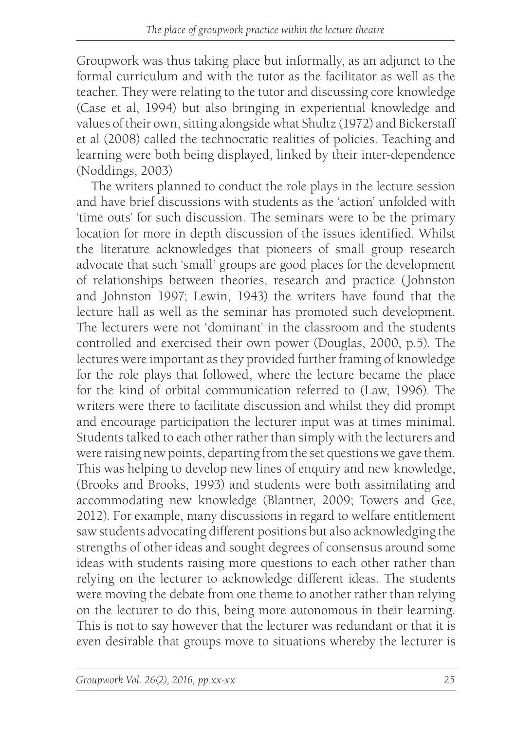Groupwork was thus taking place but informally, as an adjunct to the formal curriculum and with the tutor as the facilitator as well as the teacher. They were relating to the tutor and discussing core knowledge (Case et al, 1994) but also bringing in experiential knowledge and values of their own, sitting alongside what Shultz (1972) and Bickerstaff et al (2008) called the technocratic realities of policies. Teaching and learning were both being displayed, linked by their inter-dependence (Noddings, 2003)

The writers planned to conduct the role plays in the lecture session and have brief discussions with students as the 'action' unfolded with 'time outs' for such discussion. The seminars were to be the primary location for more in depth discussion of the issues identified. Whilst the literature acknowledges that pioneers of small group research advocate that such 'small' groups are good places for the development of relationships between theories, research and practice (Johnston and Johnston 1997; Lewin, 1943) the writers have found that the lecture hall as well as the seminar has promoted such development. The lecturers were not 'dominant' in the classroom and the students controlled and exercised their own power (Douglas, 2000, p.5). The lectures were important as they provided further framing of knowledge for the role plays that followed, where the lecture became the place for the kind of orbital communication referred to (Law, 1996). The writers were there to facilitate discussion and whilst they did prompt and encourage participation the lecturer input was at times minimal. Students talked to each other rather than simply with the lecturers and were raising new points, departing from the set questions we gave them. This was helping to develop new lines of enquiry and new knowledge, (Brooks and Brooks, 1993) and students were both assimilating and accommodating new knowledge (Blantner, 2009; Towers and Gee, 2012). For example, many discussions in regard to welfare entitlement saw students advocating different positions but also acknowledging the strengths of other ideas and sought degrees of consensus around some ideas with students raising more questions to each other rather than relying on the lecturer to acknowledge different ideas. The students were moving the debate from one theme to another rather than relying on the lecturer to do this, being more autonomous in their learning. This is not to say however that the lecturer was redundant or that it is even desirable that groups move to situations whereby the lecturer is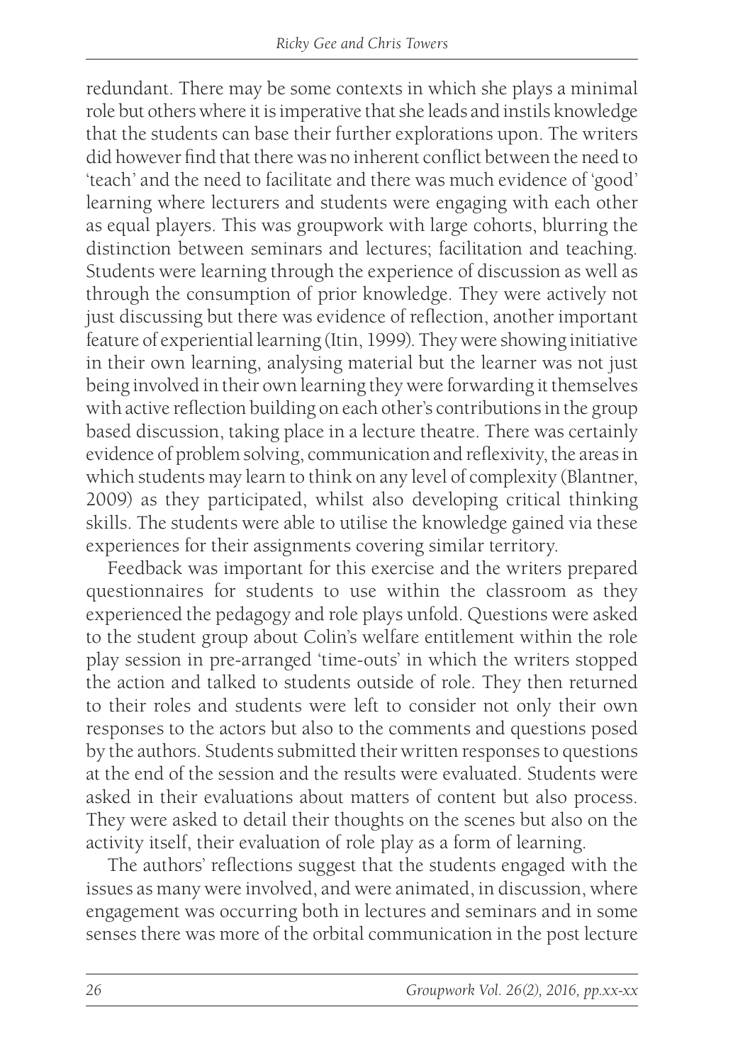redundant. There may be some contexts in which she plays a minimal role but others where it is imperative that she leads and instils knowledge that the students can base their further explorations upon. The writers did however find that there was no inherent conflict between the need to 'teach' and the need to facilitate and there was much evidence of 'good' learning where lecturers and students were engaging with each other as equal players. This was groupwork with large cohorts, blurring the distinction between seminars and lectures; facilitation and teaching. Students were learning through the experience of discussion as well as through the consumption of prior knowledge. They were actively not just discussing but there was evidence of reflection, another important feature of experiential learning (Itin, 1999). They were showing initiative in their own learning, analysing material but the learner was not just being involved in their own learning they were forwarding it themselves with active reflection building on each other's contributions in the group based discussion, taking place in a lecture theatre. There was certainly evidence of problem solving, communication and reflexivity, the areas in which students may learn to think on any level of complexity (Blantner, 2009) as they participated, whilst also developing critical thinking skills. The students were able to utilise the knowledge gained via these experiences for their assignments covering similar territory.

Feedback was important for this exercise and the writers prepared questionnaires for students to use within the classroom as they experienced the pedagogy and role plays unfold. Questions were asked to the student group about Colin's welfare entitlement within the role play session in pre-arranged 'time-outs' in which the writers stopped the action and talked to students outside of role. They then returned to their roles and students were left to consider not only their own responses to the actors but also to the comments and questions posed by the authors. Students submitted their written responses to questions at the end of the session and the results were evaluated. Students were asked in their evaluations about matters of content but also process. They were asked to detail their thoughts on the scenes but also on the activity itself, their evaluation of role play as a form of learning.

The authors' reflections suggest that the students engaged with the issues as many were involved, and were animated, in discussion, where engagement was occurring both in lectures and seminars and in some senses there was more of the orbital communication in the post lecture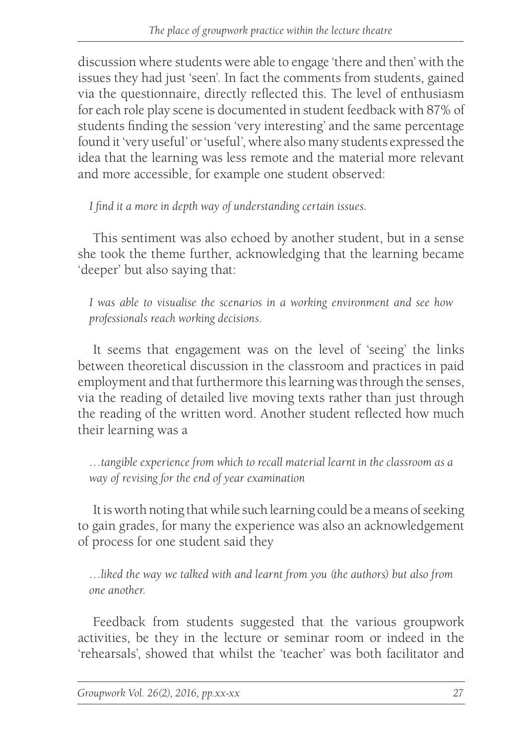discussion where students were able to engage 'there and then' with the issues they had just 'seen'. In fact the comments from students, gained via the questionnaire, directly reflected this. The level of enthusiasm for each role play scene is documented in student feedback with 87% of students finding the session 'very interesting' and the same percentage found it 'very useful' or 'useful', where also many students expressed the idea that the learning was less remote and the material more relevant and more accessible, for example one student observed:

> *I find it a more in depth way of understanding certain issues.*

This sentiment was also echoed by another student, but in a sense she took the theme further, acknowledging that the learning became 'deeper' but also saying that:

> *I was able to visualise the scenarios in a working environment and see how professionals reach working decisions.*

It seems that engagement was on the level of 'seeing' the links between theoretical discussion in the classroom and practices in paid employment and that furthermore this learning was through the senses, via the reading of detailed live moving texts rather than just through the reading of the written word. Another student reflected how much their learning was a

> *…tangible experience from which to recall material learnt in the classroom as a way of revising for the end of year examination*

It is worth noting that while such learning could be a means of seeking to gain grades, for many the experience was also an acknowledgement of process for one student said they

> *…liked the way we talked with and learnt from you (the authors) but also from one another.*

Feedback from students suggested that the various groupwork activities, be they in the lecture or seminar room or indeed in the 'rehearsals', showed that whilst the 'teacher' was both facilitator and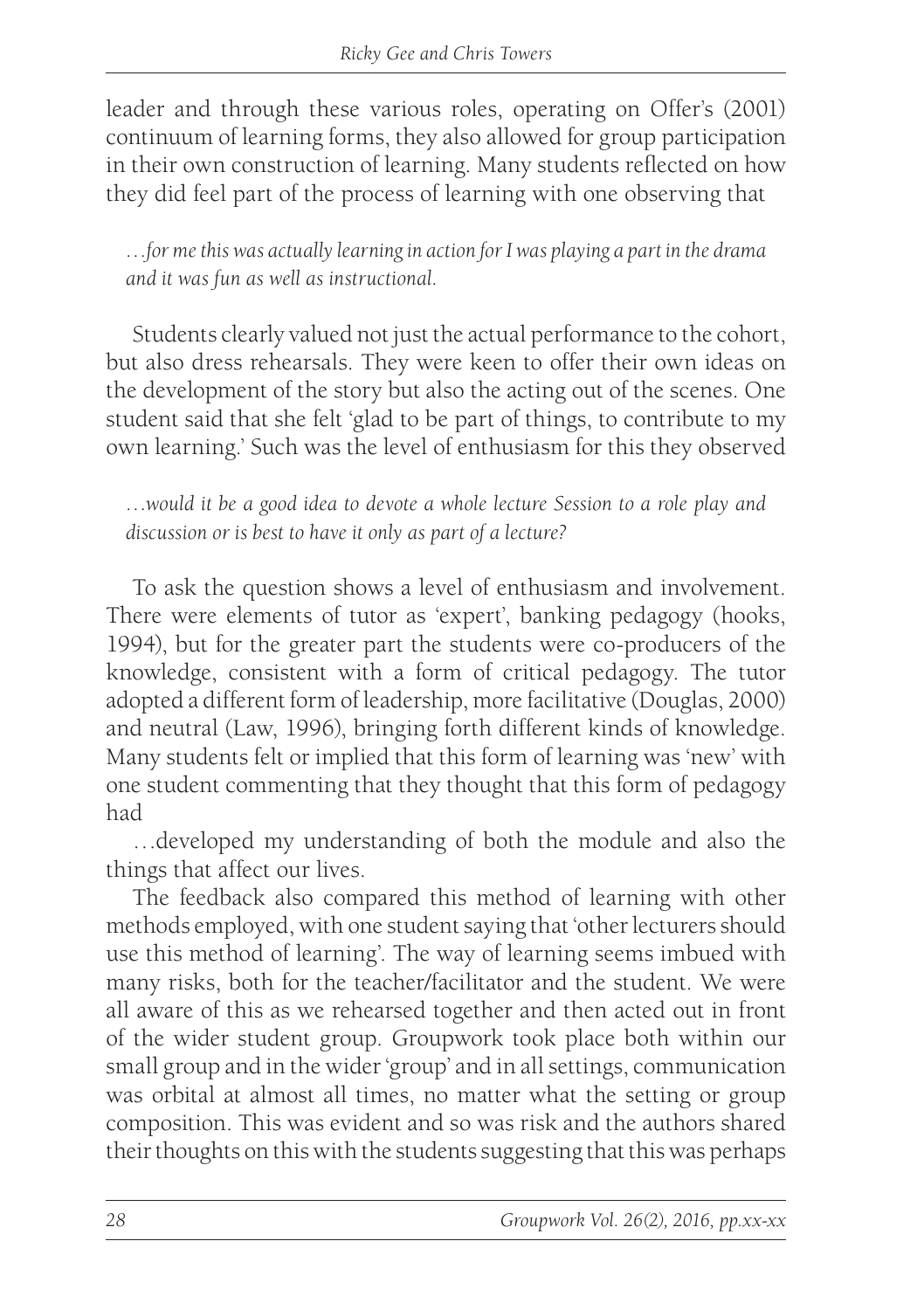leader and through these various roles, operating on Offer's (2001) continuum of learning forms, they also allowed for group participation in their own construction of learning. Many students reflected on how they did feel part of the process of learning with one observing that

> *…for me this was actually learning in action for I was playing a part in the drama and it was fun as well as instructional.*

Students clearly valued not just the actual performance to the cohort, but also dress rehearsals. They were keen to offer their own ideas on the development of the story but also the acting out of the scenes. One student said that she felt 'glad to be part of things, to contribute to my own learning.' Such was the level of enthusiasm for this they observed

> *…would it be a good idea to devote a whole lecture Session to a role play and discussion or is best to have it only as part of a lecture?*

To ask the question shows a level of enthusiasm and involvement. There were elements of tutor as 'expert', banking pedagogy (hooks, 1994), but for the greater part the students were co-producers of the knowledge, consistent with a form of critical pedagogy. The tutor adopted a different form of leadership, more facilitative (Douglas, 2000) and neutral (Law, 1996), bringing forth different kinds of knowledge. Many students felt or implied that this form of learning was 'new' with one student commenting that they thought that this form of pedagogy had

…developed my understanding of both the module and also the things that affect our lives.

The feedback also compared this method of learning with other methods employed, with one student saying that 'other lecturers should use this method of learning'. The way of learning seems imbued with many risks, both for the teacher/facilitator and the student. We were all aware of this as we rehearsed together and then acted out in front of the wider student group. Groupwork took place both within our small group and in the wider 'group' and in all settings, communication was orbital at almost all times, no matter what the setting or group composition. This was evident and so was risk and the authors shared their thoughts on this with the students suggesting that this was perhaps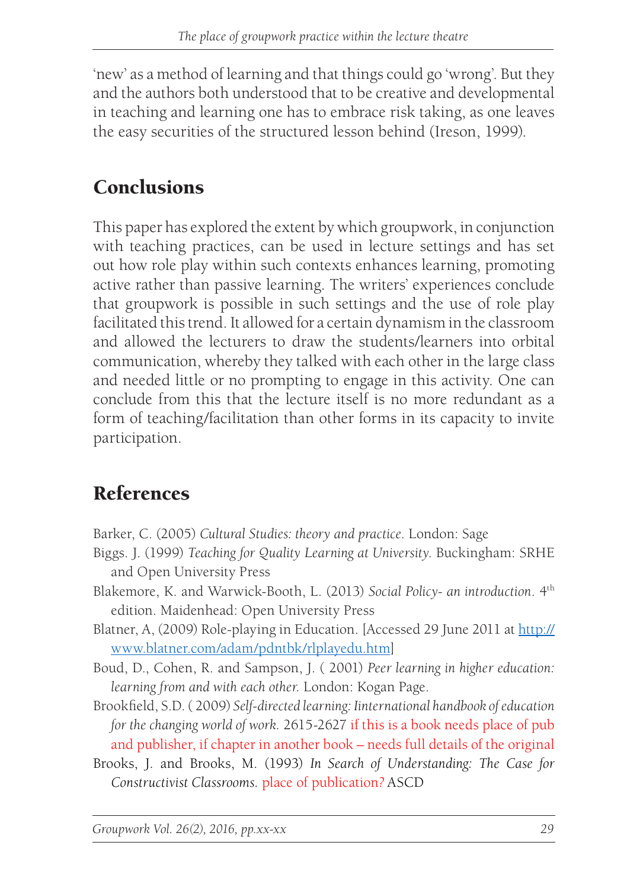'new' as a method of learning and that things could go 'wrong'. But they and the authors both understood that to be creative and developmental in teaching and learning one has to embrace risk taking, as one leaves the easy securities of the structured lesson behind (Ireson, 1999).

## Conclusions

This paper has explored the extent by which groupwork, in conjunction with teaching practices, can be used in lecture settings and has set out how role play within such contexts enhances learning, promoting active rather than passive learning. The writers' experiences conclude that groupwork is possible in such settings and the use of role play facilitated this trend. It allowed for a certain dynamism in the classroom and allowed the lecturers to draw the students/learners into orbital communication, whereby they talked with each other in the large class and needed little or no prompting to engage in this activity. One can conclude from this that the lecture itself is no more redundant as a form of teaching/facilitation than other forms in its capacity to invite participation.

## References

Barker, C. (2005) *Cultural Studies: theory and practice*. London: Sage

Biggs. J. (1999) *Teaching for Quality Learning at University.* Buckingham: SRHE and Open University Press

Blakemore, K. and Warwick-Booth, L. (2013) *Social Policy- an introduction*. 4th edition. Maidenhead: Open University Press

Blatner, A, (2009) Role-playing in Education. [Accessed 29 June 2011 at http://www.blatner.com/adam/pdntbk/rlplayedu.htm]

Boud, D., Cohen, R. and Sampson, J. ( 2001) *Peer learning in higher education: learning from and with each other.* London: Kogan Page.

Brookfield, S.D. ( 2009) *Self-directed learning: Iinternational handbook of education for the changing world of work.* 2615-2627 if this is a book needs place of pub and publisher, if chapter in another book – needs full details of the original

Brooks, J. and Brooks, M. (1993) *In Search of Understanding: The Case for Constructivist Classrooms.* place of publication? ASCD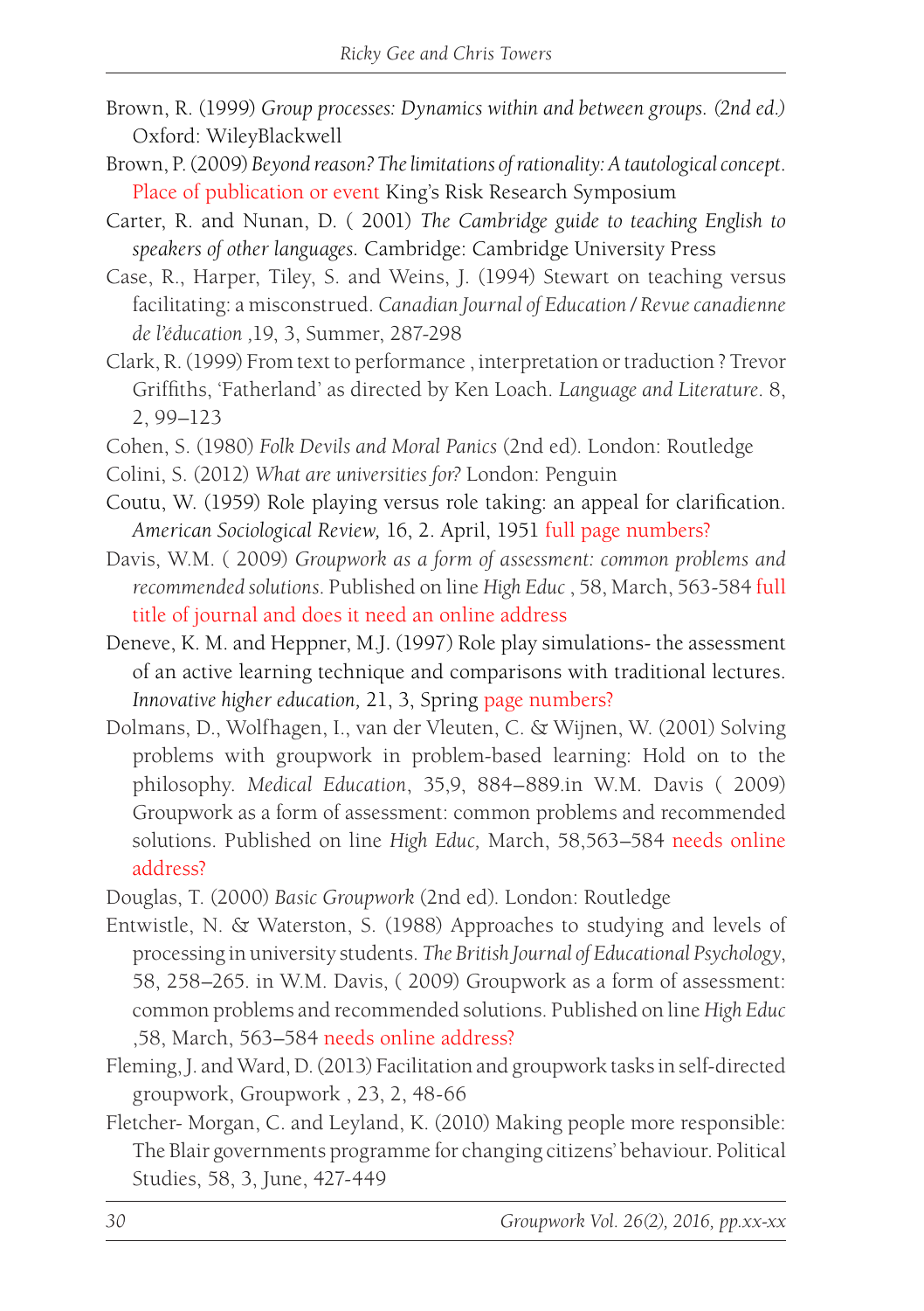Brown, R. (1999) *Group processes: Dynamics within and between groups. (2nd ed.)* Oxford: WileyBlackwell

Brown, P. (2009) *Beyond reason? The limitations of rationality: A tautological concept*. Place of publication or event King's Risk Research Symposium

Carter, R. and Nunan, D. ( 2001) *The Cambridge guide to teaching English to speakers of other languages.* Cambridge: Cambridge University Press

Case, R., Harper, Tiley, S. and Weins, J. (1994) Stewart on teaching versus facilitating: a misconstrued. *Canadian Journal of Education / Revue canadienne de l'éducation* ,19, 3, Summer, 287-298

Clark, R. (1999) From text to performance , interpretation or traduction ? Trevor Griffiths, 'Fatherland' as directed by Ken Loach. *Language and Literature*. 8, 2, 99–123

Cohen, S. (1980) *Folk Devils and Moral Panics* (2nd ed). London: Routledge

Colini, S. (2012) *What are universities for*? London: Penguin

Coutu, W. (1959) Role playing versus role taking: an appeal for clarification. *American Sociological Review,* 16, 2. April, 1951 full page numbers?

Davis, W.M. ( 2009) *Groupwork as a form of assessment: common problems and recommended solutions*. Published on line *High Educ* , 58, March, 563-584 full title of journal and does it need an online address

Deneve, K. M. and Heppner, M.J. (1997) Role play simulations- the assessment of an active learning technique and comparisons with traditional lectures. *Innovative higher education,* 21, 3, Spring page numbers?

Dolmans, D., Wolfhagen, I., van der Vleuten, C. & Wijnen, W. (2001) Solving problems with groupwork in problem-based learning: Hold on to the philosophy. *Medical Education*, 35,9, 884–889.in W.M. Davis ( 2009) Groupwork as a form of assessment: common problems and recommended solutions. Published on line *High Educ,* March, 58,563–584 needs online address?

Douglas, T. (2000) *Basic Groupwork* (2nd ed). London: Routledge

Entwistle, N. & Waterston, S. (1988) Approaches to studying and levels of processing in university students. *The British Journal of Educational Psychology*, 58, 258–265. in W.M. Davis, ( 2009) Groupwork as a form of assessment: common problems and recommended solutions. Published on line *High Educ* ,58, March, 563–584 needs online address?

Fleming, J. and Ward, D. (2013) Facilitation and groupwork tasks in self-directed groupwork, Groupwork , 23, 2, 48-66

Fletcher- Morgan, C. and Leyland, K. (2010) Making people more responsible: The Blair governments programme for changing citizens' behaviour. Political Studies, 58, 3, June, 427-449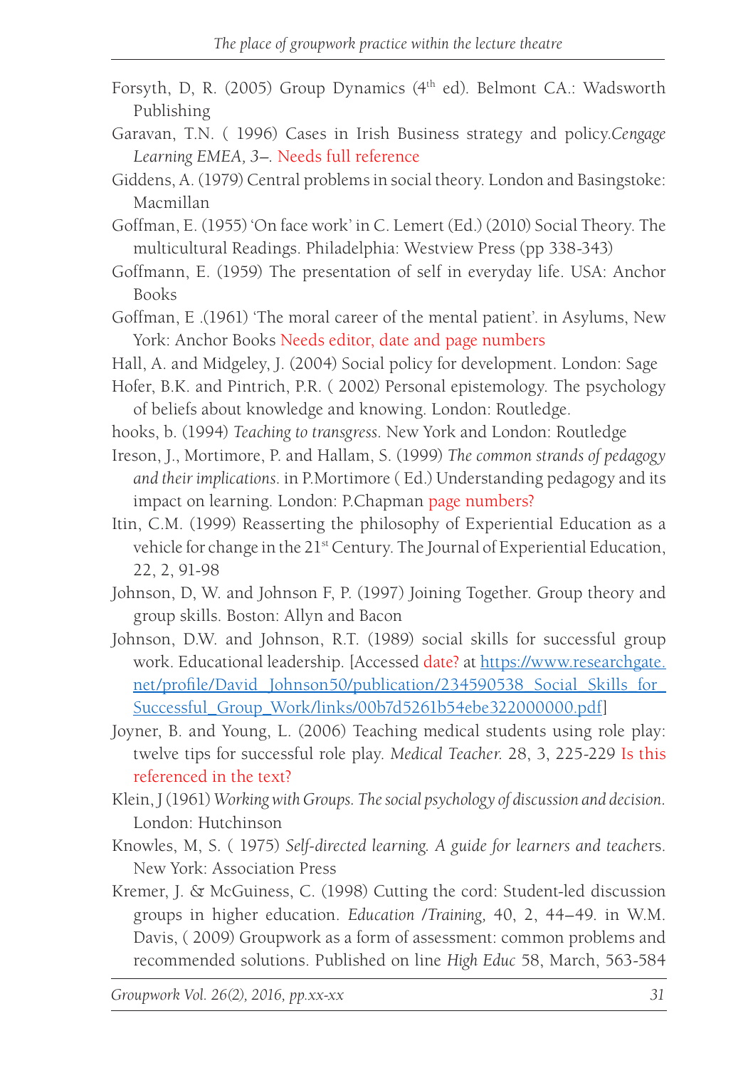Forsyth, D, R. (2005) Group Dynamics (4th ed). Belmont CA.: Wadsworth Publishing

Garavan, T.N. ( 1996) Cases in Irish Business strategy and policy.*Cengage Learning EMEA, 3–*. Needs full reference

Giddens, A. (1979) Central problems in social theory. London and Basingstoke: Macmillan

Goffman, E. (1955) 'On face work' in C. Lemert (Ed.) (2010) Social Theory. The multicultural Readings. Philadelphia: Westview Press (pp 338-343)

Goffmann, E. (1959) The presentation of self in everyday life. USA: Anchor Books

Goffman, E .(1961) 'The moral career of the mental patient'. in Asylums, New York: Anchor Books Needs editor, date and page numbers

Hall, A. and Midgeley, J. (2004) Social policy for development. London: Sage

Hofer, B.K. and Pintrich, P.R. ( 2002) Personal epistemology. The psychology of beliefs about knowledge and knowing. London: Routledge.

hooks, b. (1994) *Teaching to transgress*. New York and London: Routledge

Ireson, J., Mortimore, P. and Hallam, S. (1999) *The common strands of pedagogy and their implications*. in P.Mortimore ( Ed.) Understanding pedagogy and its impact on learning. London: P.Chapman page numbers?

Itin, C.M. (1999) Reasserting the philosophy of Experiential Education as a vehicle for change in the 21st Century. The Journal of Experiential Education, 22, 2, 91-98

Johnson, D, W. and Johnson F, P. (1997) Joining Together. Group theory and group skills. Boston: Allyn and Bacon

Johnson, D.W. and Johnson, R.T. (1989) social skills for successful group work. Educational leadership. [Accessed date? at https://www.researchgate.net/profile/David_Johnson50/publication/234590538_Social_Skills_for_Successful_Group_Work/links/00b7d5261b54ebe322000000.pdf]

Joyner, B. and Young, L. (2006) Teaching medical students using role play: twelve tips for successful role play. *Medical Teacher.* 28, 3, 225-229 Is this referenced in the text?

Klein, J (1961) *Working with Groups. The social psychology of discussion and decision*. London: Hutchinson

Knowles, M, S. ( 1975) *Self-directed learning. A guide for learners and teachers*. New York: Association Press

Kremer, J. & McGuiness, C. (1998) Cutting the cord: Student-led discussion groups in higher education. *Education /Training,* 40, 2, 44–49. in W.M. Davis, ( 2009) Groupwork as a form of assessment: common problems and recommended solutions. Published on line *High Educ* 58, March, 563-584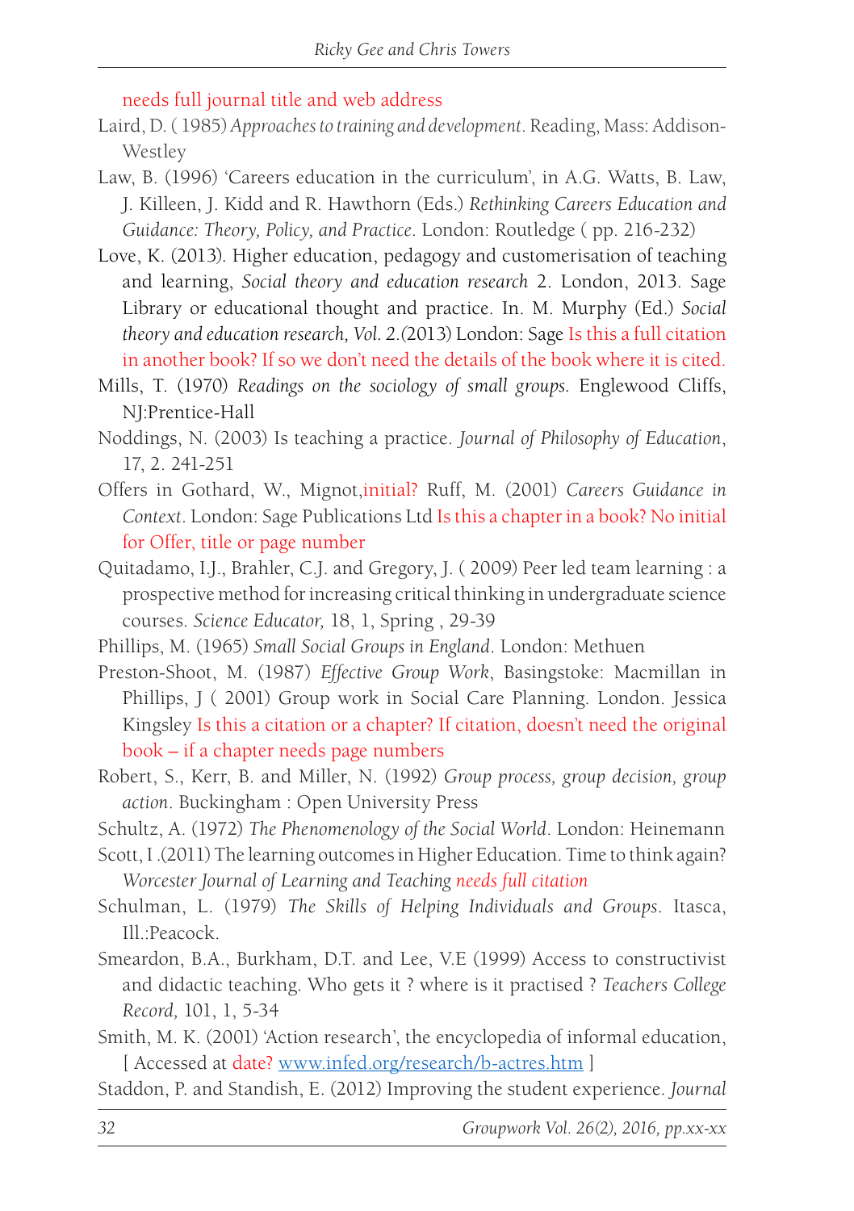needs full journal title and web address

Laird, D. ( 1985) *Approaches to training and development*. Reading, Mass: Addison-Westley

Law, B. (1996) 'Careers education in the curriculum', in A.G. Watts, B. Law, J. Killeen, J. Kidd and R. Hawthorn (Eds.) *Rethinking Careers Education and Guidance: Theory, Policy, and Practice*. London: Routledge ( pp. 216-232)

Love, K. (2013). Higher education, pedagogy and customerisation of teaching and learning, *Social theory and education research* 2. London, 2013. Sage Library or educational thought and practice. In. M. Murphy (Ed.) *Social theory and education research, Vol. 2*.(2013) London: Sage Is this a full citation in another book? If so we don't need the details of the book where it is cited.

Mills, T. (1970) *Readings on the sociology of small groups*. Englewood Cliffs, NJ:Prentice-Hall

Noddings, N. (2003) Is teaching a practice. *Journal of Philosophy of Education*, 17, 2. 241-251

Offers in Gothard, W., Mignot,initial? Ruff, M. (2001) *Careers Guidance in Context*. London: Sage Publications Ltd Is this a chapter in a book? No initial for Offer, title or page number

Quitadamo, I.J., Brahler, C.J. and Gregory, J. ( 2009) Peer led team learning : a prospective method for increasing critical thinking in undergraduate science courses. *Science Educator,* 18, 1, Spring , 29-39

Phillips, M. (1965) *Small Social Groups in England*. London: Methuen

Preston-Shoot, M. (1987) *Effective Group Work*, Basingstoke: Macmillan in Phillips, J ( 2001) Group work in Social Care Planning. London. Jessica Kingsley Is this a citation or a chapter? If citation, doesn't need the original book – if a chapter needs page numbers

Robert, S., Kerr, B. and Miller, N. (1992) *Group process, group decision, group action*. Buckingham : Open University Press

Schultz, A. (1972) *The Phenomenology of the Social World*. London: Heinemann

Scott, I .(2011) The learning outcomes in Higher Education. Time to think again? *Worcester Journal of Learning and Teaching needs full citation*

Schulman, L. (1979) *The Skills of Helping Individuals and Groups*. Itasca, Ill.:Peacock.

Smeardon, B.A., Burkham, D.T. and Lee, V.E (1999) Access to constructivist and didactic teaching. Who gets it ? where is it practised ? *Teachers College Record,* 101, 1, 5-34

Smith, M. K. (2001) 'Action research', the encyclopedia of informal education, [ Accessed at date? www.infed.org/research/b-actres.htm ]

Staddon, P. and Standish, E. (2012) Improving the student experience. *Journal*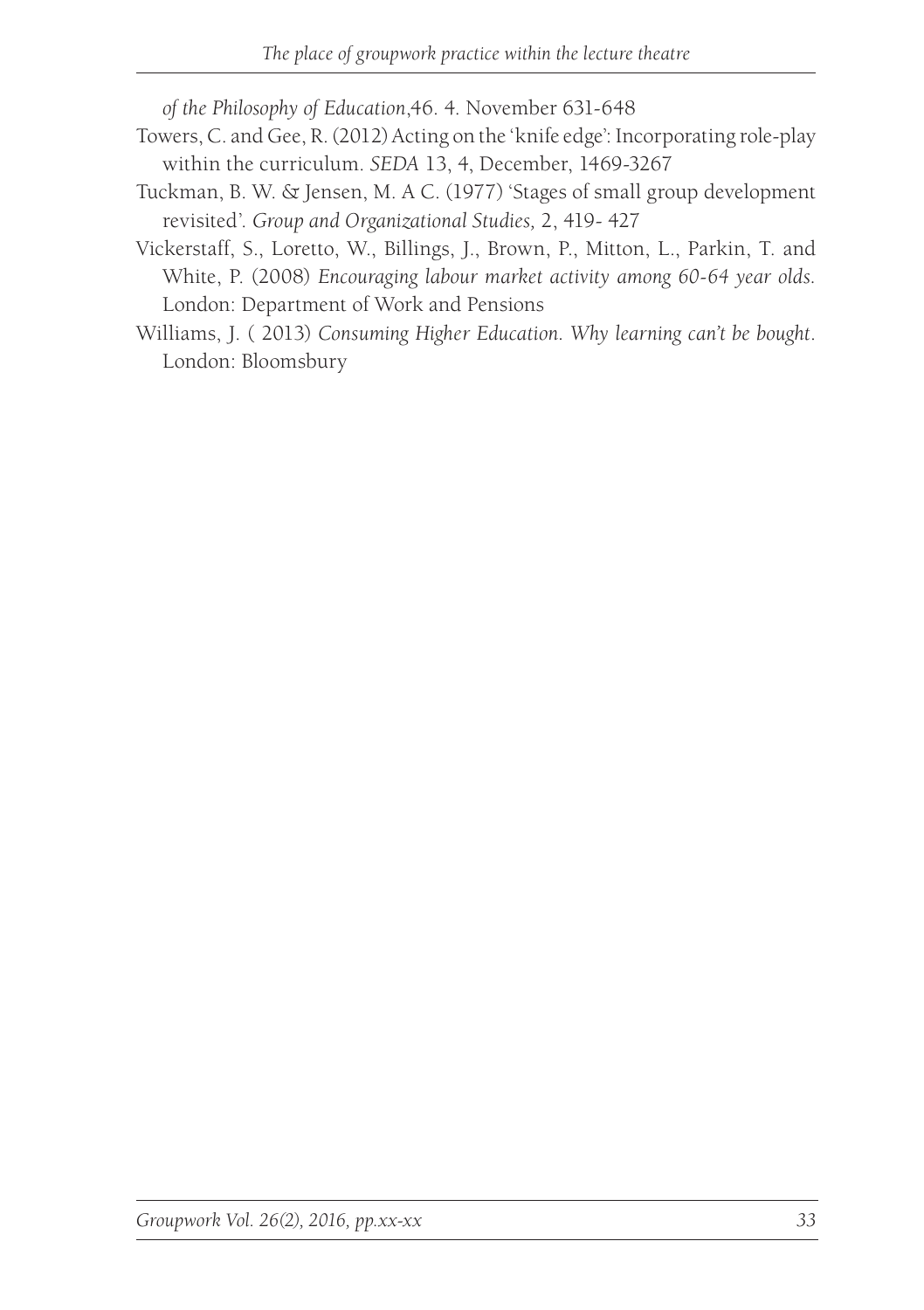*of the Philosophy of Education*,46. 4. November 631-648

Towers, C. and Gee, R. (2012) Acting on the 'knife edge': Incorporating role-play within the curriculum. *SEDA* 13, 4, December, 1469-3267

Tuckman, B. W. & Jensen, M. A C. (1977) 'Stages of small group development revisited'. *Group and Organizational Studies,* 2, 419- 427

Vickerstaff, S., Loretto, W., Billings, J., Brown, P., Mitton, L., Parkin, T. and White, P. (2008) *Encouraging labour market activity among 60-64 year olds.* London: Department of Work and Pensions

Williams, J. ( 2013) *Consuming Higher Education. Why learning can't be bought*. London: Bloomsbury